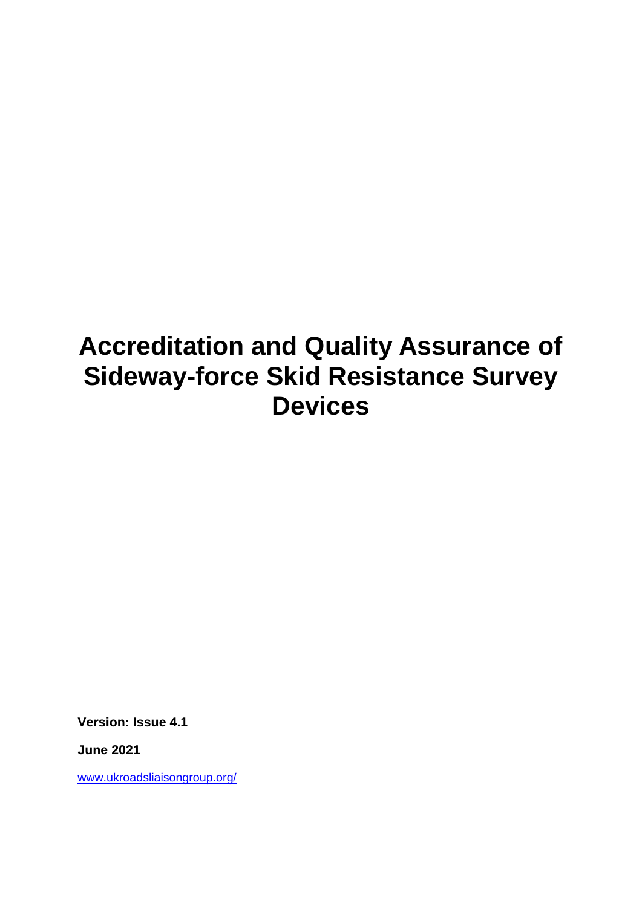# Accreditation and Quality Assurance of Sideway-force Skid Resistance Survey Devices

**Version: Issue 4.1**

**June 2021**

www.ukroadsliaisongroup.org/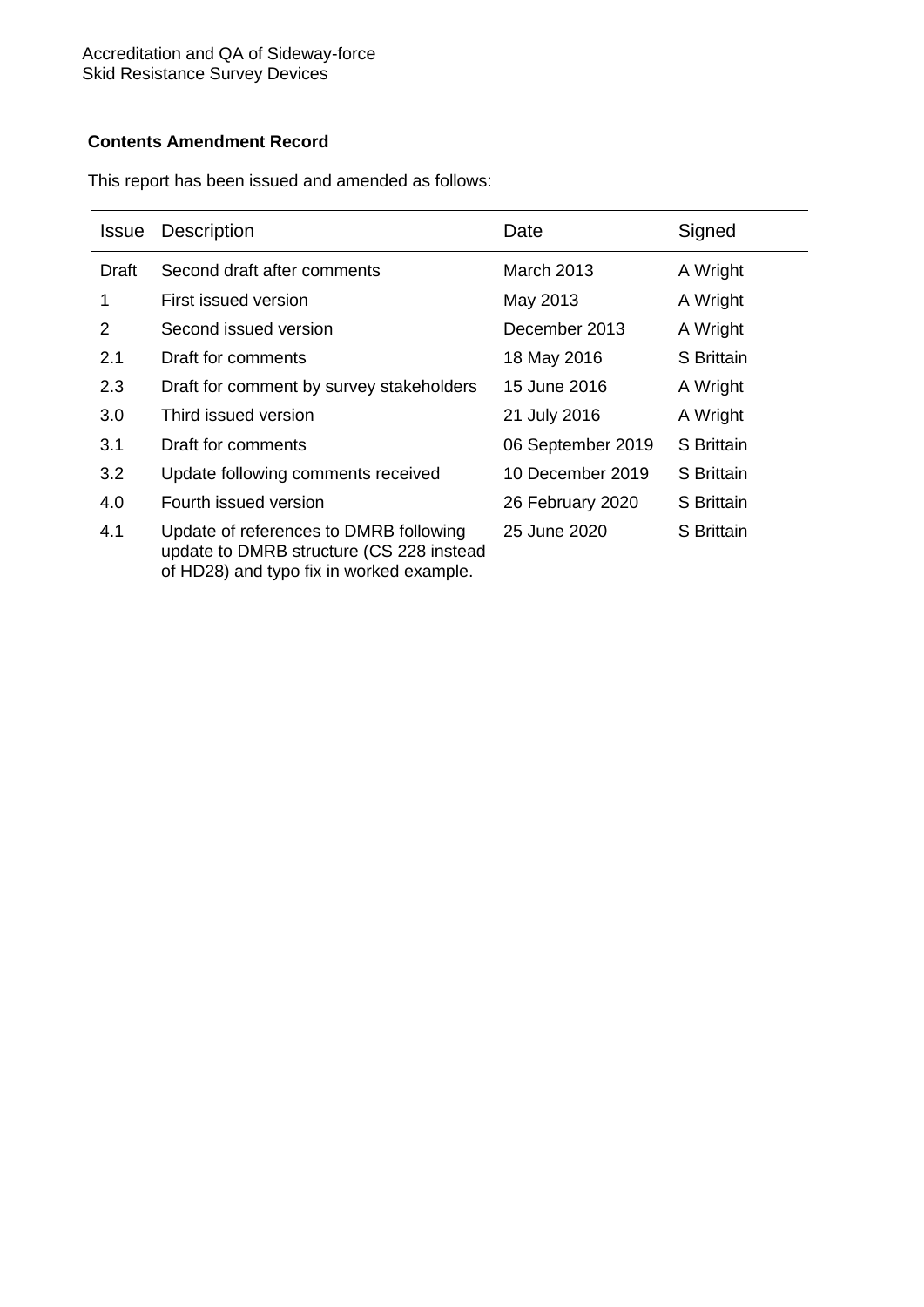**Contents Amendment Record**

This report has been issued and amended as follows:

| Issue | Description | Date | Signed |
|---|---|---|---|
| Draft | Second draft after comments | March 2013 | A Wright |
| 1 | First issued version | May 2013 | A Wright |
| 2 | Second issued version | December 2013 | A Wright |
| 2.1 | Draft for comments | 18 May 2016 | S Brittain |
| 2.3 | Draft for comment by survey stakeholders | 15 June 2016 | A Wright |
| 3.0 | Third issued version | 21 July 2016 | A Wright |
| 3.1 | Draft for comments | 06 September 2019 | S Brittain |
| 3.2 | Update following comments received | 10 December 2019 | S Brittain |
| 4.0 | Fourth issued version | 26 February 2020 | S Brittain |
| 4.1 | Update of references to DMRB following update to DMRB structure (CS 228 instead of HD28) and typo fix in worked example. | 25 June 2020 | S Brittain |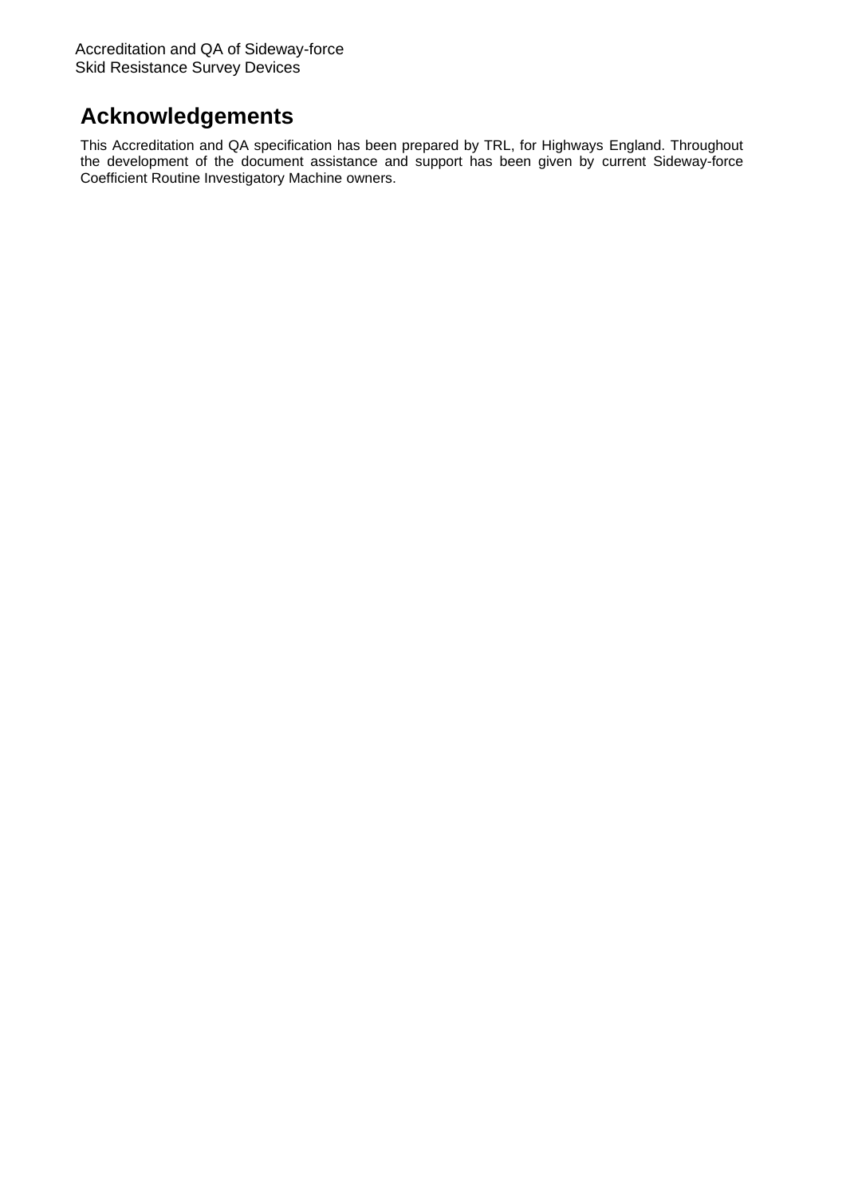# Acknowledgements

This Accreditation and QA specification has been prepared by TRL, for Highways England. Throughout the development of the document assistance and support has been given by current Sideway-force Coefficient Routine Investigatory Machine owners.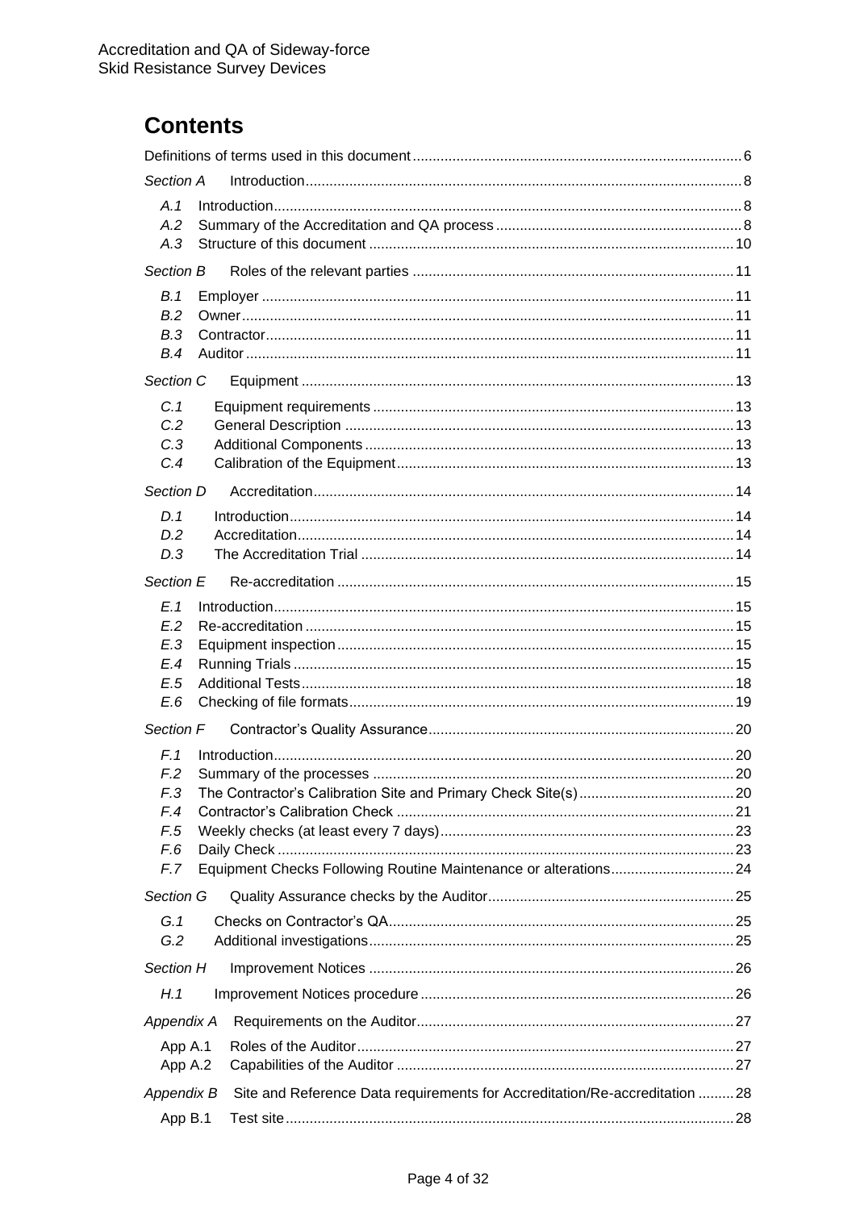# Contents

Definitions of terms used in this document .......... 6

*Section A* Introduction .......... 8

- *A.1* Introduction .......... 8
- *A.2* Summary of the Accreditation and QA process .......... 8
- *A.3* Structure of this document .......... 10

*Section B* Roles of the relevant parties .......... 11

- *B.1* Employer .......... 11
- *B.2* Owner .......... 11
- *B.3* Contractor .......... 11
- *B.4* Auditor .......... 11

*Section C* Equipment .......... 13

- *C.1* Equipment requirements .......... 13
- *C.2* General Description .......... 13
- *C.3* Additional Components .......... 13
- *C.4* Calibration of the Equipment .......... 13

*Section D* Accreditation .......... 14

- *D.1* Introduction .......... 14
- *D.2* Accreditation .......... 14
- *D.3* The Accreditation Trial .......... 14

*Section E* Re-accreditation .......... 15

- *E.1* Introduction .......... 15
- *E.2* Re-accreditation .......... 15
- *E.3* Equipment inspection .......... 15
- *E.4* Running Trials .......... 15
- *E.5* Additional Tests .......... 18
- *E.6* Checking of file formats .......... 19

*Section F* Contractor's Quality Assurance .......... 20

- *F.1* Introduction .......... 20
- *F.2* Summary of the processes .......... 20
- *F.3* The Contractor's Calibration Site and Primary Check Site(s) .......... 20
- *F.4* Contractor's Calibration Check .......... 21
- *F.5* Weekly checks (at least every 7 days) .......... 23
- *F.6* Daily Check .......... 23
- *F.7* Equipment Checks Following Routine Maintenance or alterations .......... 24

*Section G* Quality Assurance checks by the Auditor .......... 25

- *G.1* Checks on Contractor's QA .......... 25
- *G.2* Additional investigations .......... 25

*Section H* Improvement Notices .......... 26

- *H.1* Improvement Notices procedure .......... 26

*Appendix A* Requirements on the Auditor .......... 27

- App A.1 Roles of the Auditor .......... 27
- App A.2 Capabilities of the Auditor .......... 27

*Appendix B* Site and Reference Data requirements for Accreditation/Re-accreditation .......... 28

- App B.1 Test site .......... 28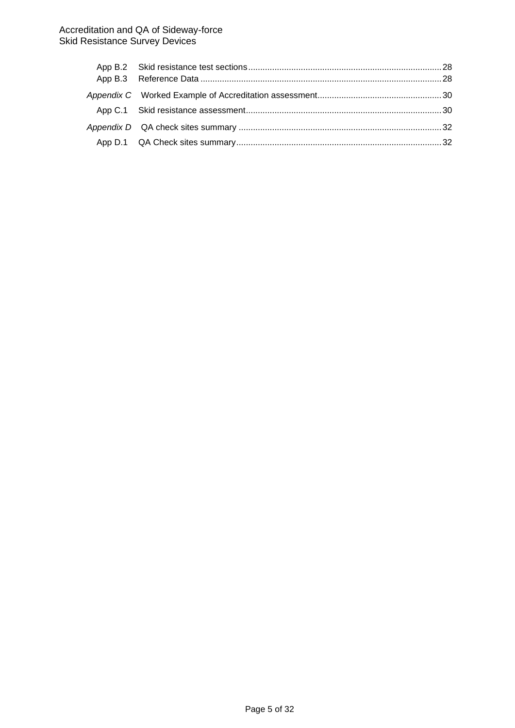App B.2 Skid resistance test sections ........................................................................................ 28
App B.3 Reference Data ............................................................................................................. 28

*Appendix C* Worked Example of Accreditation assessment ......................................................... 30

App C.1 Skid resistance assessment .......................................................................................... 30

*Appendix D* QA check sites summary ......................................................................................... 32

App D.1 QA Check sites summary ............................................................................................. 32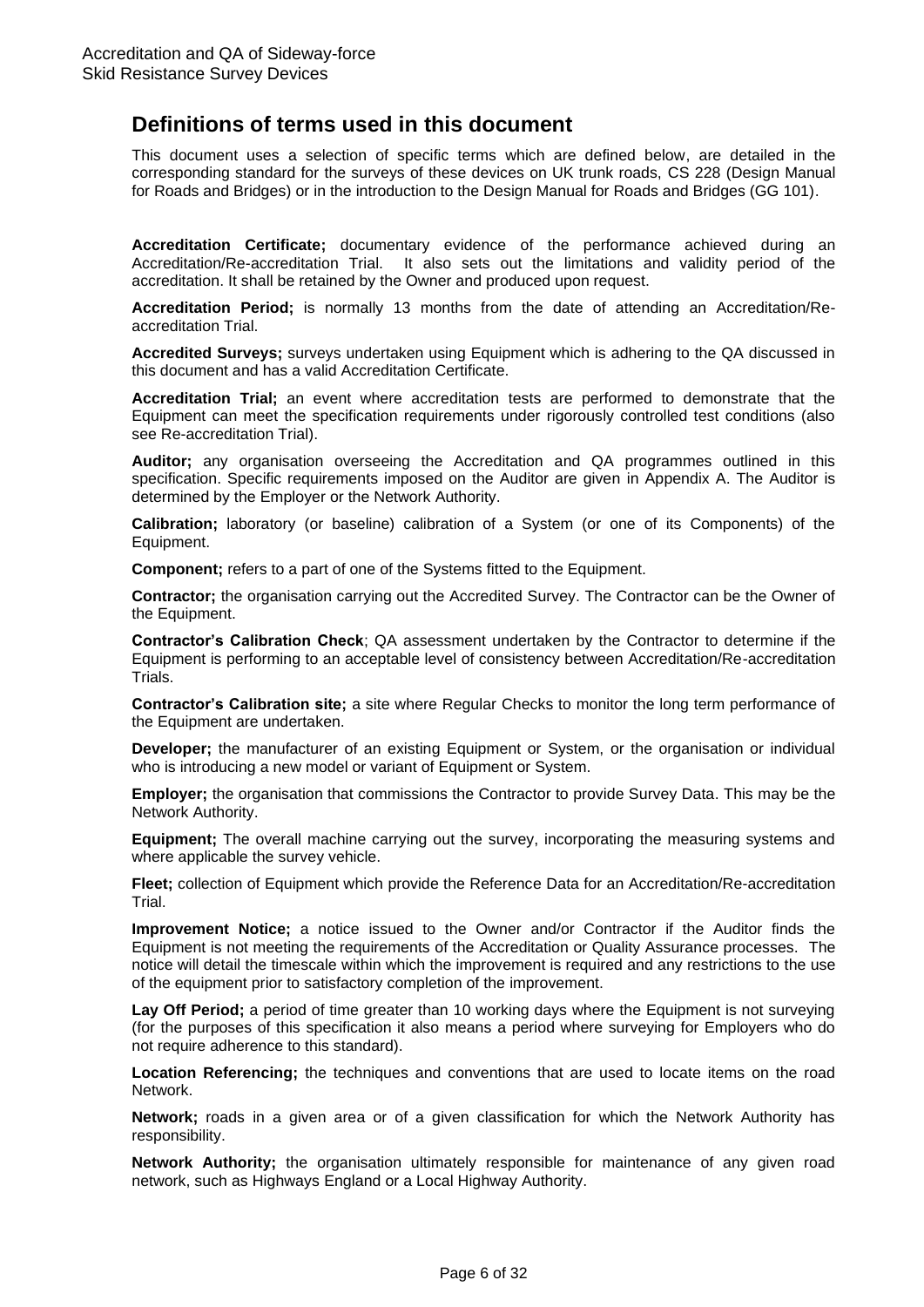## Definitions of terms used in this document

This document uses a selection of specific terms which are defined below, are detailed in the corresponding standard for the surveys of these devices on UK trunk roads, CS 228 (Design Manual for Roads and Bridges) or in the introduction to the Design Manual for Roads and Bridges (GG 101).

**Accreditation Certificate;** documentary evidence of the performance achieved during an Accreditation/Re-accreditation Trial. It also sets out the limitations and validity period of the accreditation. It shall be retained by the Owner and produced upon request.

**Accreditation Period;** is normally 13 months from the date of attending an Accreditation/Re-accreditation Trial.

**Accredited Surveys;** surveys undertaken using Equipment which is adhering to the QA discussed in this document and has a valid Accreditation Certificate.

**Accreditation Trial;** an event where accreditation tests are performed to demonstrate that the Equipment can meet the specification requirements under rigorously controlled test conditions (also see Re-accreditation Trial).

**Auditor;** any organisation overseeing the Accreditation and QA programmes outlined in this specification. Specific requirements imposed on the Auditor are given in Appendix A. The Auditor is determined by the Employer or the Network Authority.

**Calibration;** laboratory (or baseline) calibration of a System (or one of its Components) of the Equipment.

**Component;** refers to a part of one of the Systems fitted to the Equipment.

**Contractor;** the organisation carrying out the Accredited Survey. The Contractor can be the Owner of the Equipment.

**Contractor's Calibration Check**; QA assessment undertaken by the Contractor to determine if the Equipment is performing to an acceptable level of consistency between Accreditation/Re-accreditation Trials.

**Contractor's Calibration site;** a site where Regular Checks to monitor the long term performance of the Equipment are undertaken.

**Developer;** the manufacturer of an existing Equipment or System, or the organisation or individual who is introducing a new model or variant of Equipment or System.

**Employer;** the organisation that commissions the Contractor to provide Survey Data. This may be the Network Authority.

**Equipment;** The overall machine carrying out the survey, incorporating the measuring systems and where applicable the survey vehicle.

**Fleet;** collection of Equipment which provide the Reference Data for an Accreditation/Re-accreditation Trial.

**Improvement Notice;** a notice issued to the Owner and/or Contractor if the Auditor finds the Equipment is not meeting the requirements of the Accreditation or Quality Assurance processes. The notice will detail the timescale within which the improvement is required and any restrictions to the use of the equipment prior to satisfactory completion of the improvement.

**Lay Off Period;** a period of time greater than 10 working days where the Equipment is not surveying (for the purposes of this specification it also means a period where surveying for Employers who do not require adherence to this standard).

**Location Referencing;** the techniques and conventions that are used to locate items on the road Network.

**Network;** roads in a given area or of a given classification for which the Network Authority has responsibility.

**Network Authority;** the organisation ultimately responsible for maintenance of any given road network, such as Highways England or a Local Highway Authority.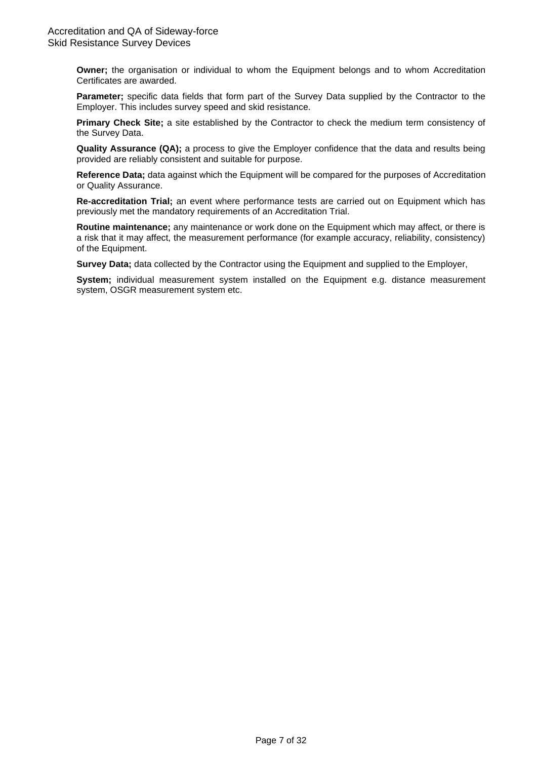**Owner;** the organisation or individual to whom the Equipment belongs and to whom Accreditation Certificates are awarded.

**Parameter;** specific data fields that form part of the Survey Data supplied by the Contractor to the Employer. This includes survey speed and skid resistance.

**Primary Check Site;** a site established by the Contractor to check the medium term consistency of the Survey Data.

**Quality Assurance (QA);** a process to give the Employer confidence that the data and results being provided are reliably consistent and suitable for purpose.

**Reference Data;** data against which the Equipment will be compared for the purposes of Accreditation or Quality Assurance.

**Re-accreditation Trial;** an event where performance tests are carried out on Equipment which has previously met the mandatory requirements of an Accreditation Trial.

**Routine maintenance;** any maintenance or work done on the Equipment which may affect, or there is a risk that it may affect, the measurement performance (for example accuracy, reliability, consistency) of the Equipment.

**Survey Data;** data collected by the Contractor using the Equipment and supplied to the Employer,

**System;** individual measurement system installed on the Equipment e.g. distance measurement system, OSGR measurement system etc.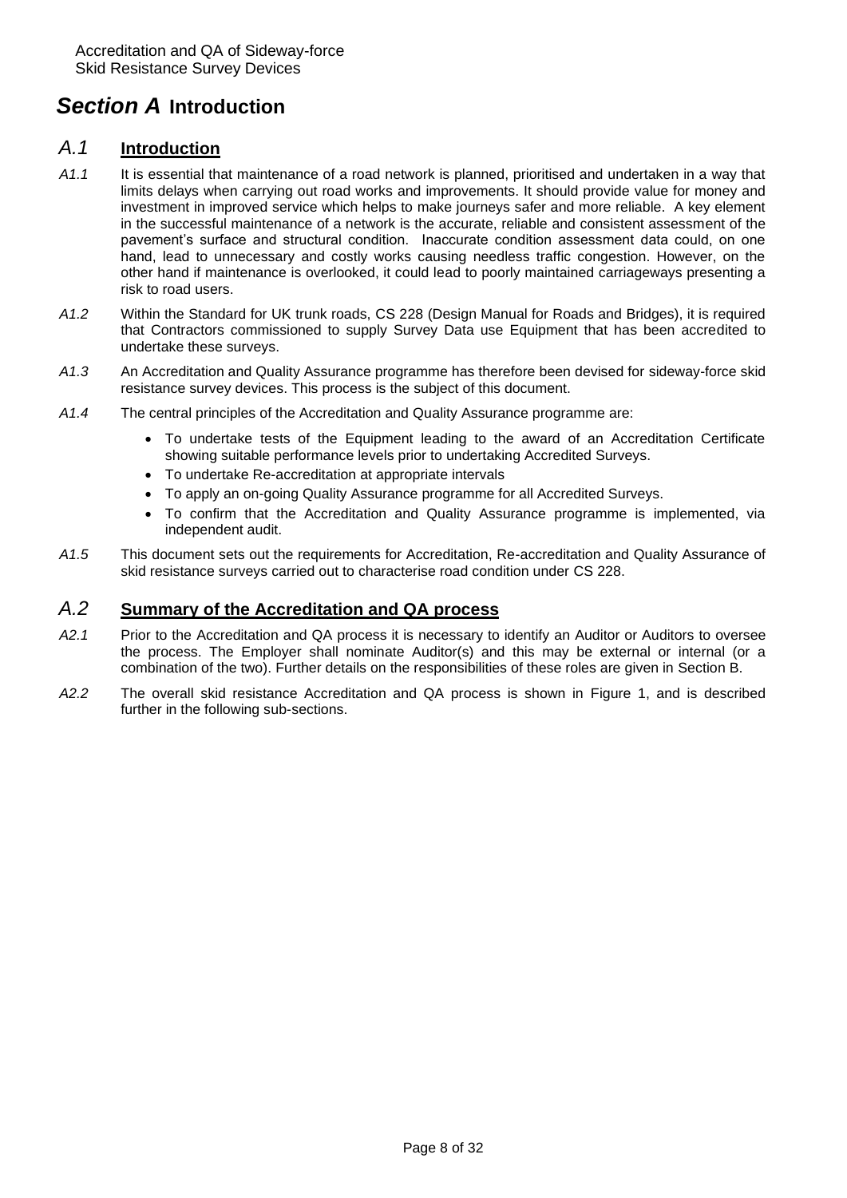# *Section A* Introduction

## *A.1* Introduction

*A1.1* It is essential that maintenance of a road network is planned, prioritised and undertaken in a way that limits delays when carrying out road works and improvements. It should provide value for money and investment in improved service which helps to make journeys safer and more reliable. A key element in the successful maintenance of a network is the accurate, reliable and consistent assessment of the pavement's surface and structural condition. Inaccurate condition assessment data could, on one hand, lead to unnecessary and costly works causing needless traffic congestion. However, on the other hand if maintenance is overlooked, it could lead to poorly maintained carriageways presenting a risk to road users.

*A1.2* Within the Standard for UK trunk roads, CS 228 (Design Manual for Roads and Bridges), it is required that Contractors commissioned to supply Survey Data use Equipment that has been accredited to undertake these surveys.

*A1.3* An Accreditation and Quality Assurance programme has therefore been devised for sideway-force skid resistance survey devices. This process is the subject of this document.

*A1.4* The central principles of the Accreditation and Quality Assurance programme are:

- To undertake tests of the Equipment leading to the award of an Accreditation Certificate showing suitable performance levels prior to undertaking Accredited Surveys.
- To undertake Re-accreditation at appropriate intervals
- To apply an on-going Quality Assurance programme for all Accredited Surveys.
- To confirm that the Accreditation and Quality Assurance programme is implemented, via independent audit.

*A1.5* This document sets out the requirements for Accreditation, Re-accreditation and Quality Assurance of skid resistance surveys carried out to characterise road condition under CS 228.

## *A.2* Summary of the Accreditation and QA process

*A2.1* Prior to the Accreditation and QA process it is necessary to identify an Auditor or Auditors to oversee the process. The Employer shall nominate Auditor(s) and this may be external or internal (or a combination of the two). Further details on the responsibilities of these roles are given in Section B.

*A2.2* The overall skid resistance Accreditation and QA process is shown in Figure 1, and is described further in the following sub-sections.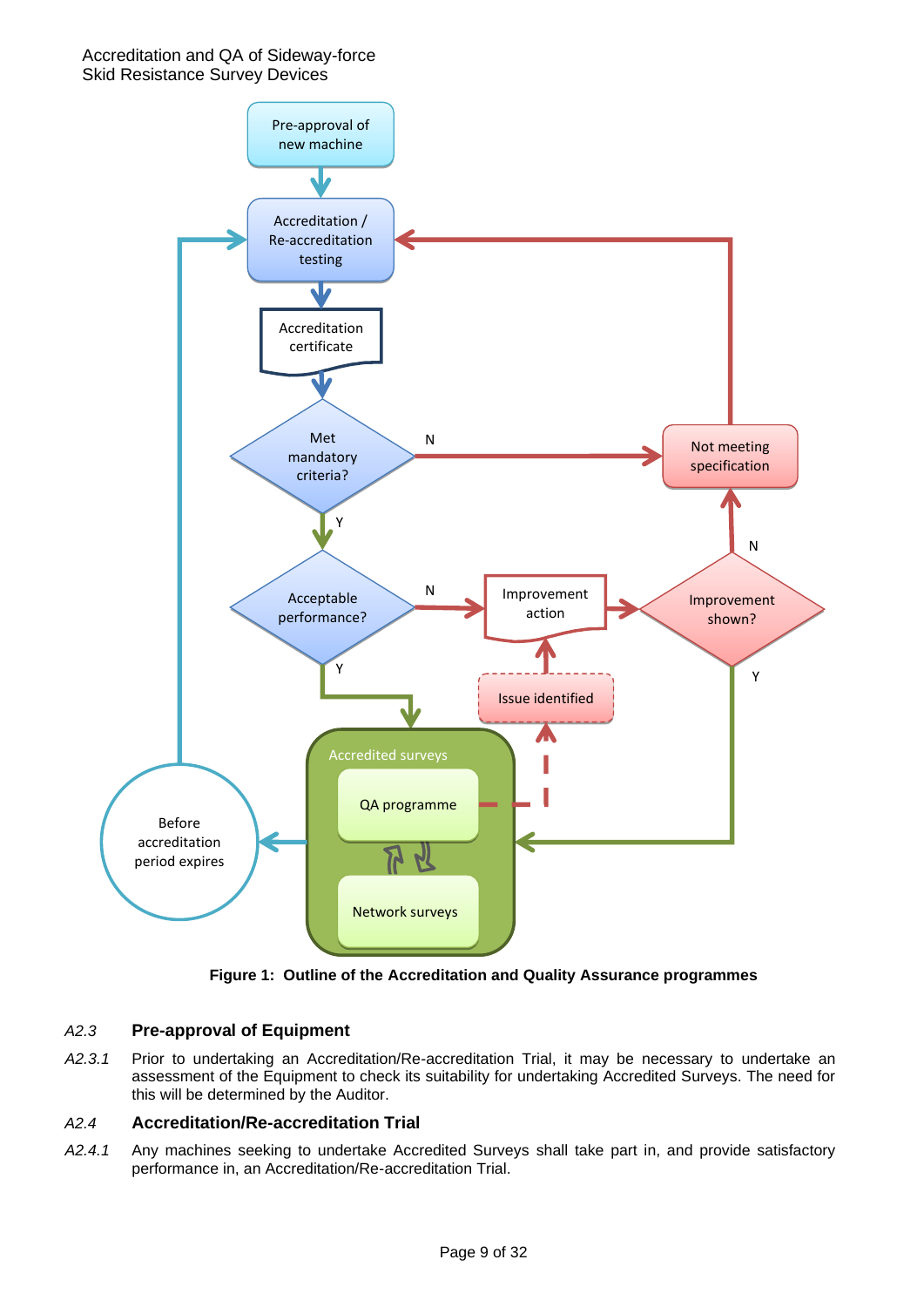Pre-approval of new machine

Accreditation / Re-accreditation testing

Accreditation certificate

Met mandatory criteria?

N

Not meeting specification

Y

Acceptable performance?

N

Improvement action

Improvement shown?

N

Y

Issue identified

Y

Accredited surveys

QA programme

Network surveys

Before accreditation period expires

**Figure 1: Outline of the Accreditation and Quality Assurance programmes**

## *A2.3* Pre-approval of Equipment

*A2.3.1* Prior to undertaking an Accreditation/Re-accreditation Trial, it may be necessary to undertake an assessment of the Equipment to check its suitability for undertaking Accredited Surveys. The need for this will be determined by the Auditor.

## *A2.4* Accreditation/Re-accreditation Trial

*A2.4.1* Any machines seeking to undertake Accredited Surveys shall take part in, and provide satisfactory performance in, an Accreditation/Re-accreditation Trial.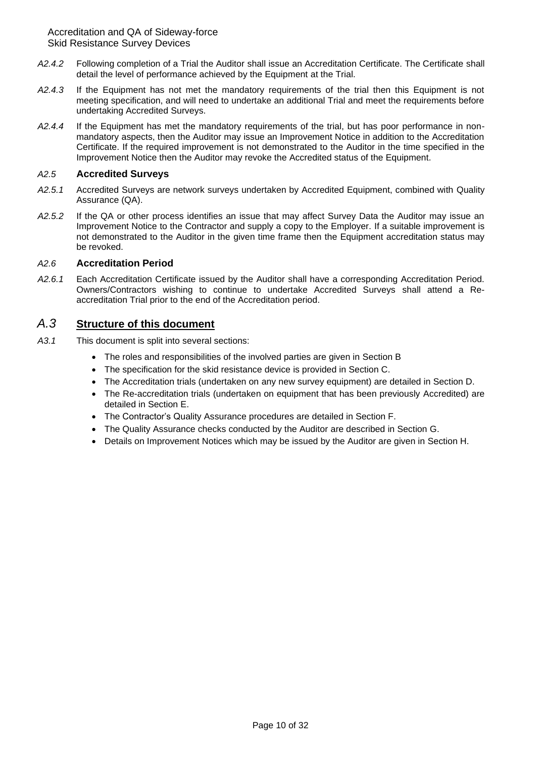*A2.4.2* Following completion of a Trial the Auditor shall issue an Accreditation Certificate. The Certificate shall detail the level of performance achieved by the Equipment at the Trial.

*A2.4.3* If the Equipment has not met the mandatory requirements of the trial then this Equipment is not meeting specification, and will need to undertake an additional Trial and meet the requirements before undertaking Accredited Surveys.

*A2.4.4* If the Equipment has met the mandatory requirements of the trial, but has poor performance in non-mandatory aspects, then the Auditor may issue an Improvement Notice in addition to the Accreditation Certificate. If the required improvement is not demonstrated to the Auditor in the time specified in the Improvement Notice then the Auditor may revoke the Accredited status of the Equipment.

### *A2.5* **Accredited Surveys**

*A2.5.1* Accredited Surveys are network surveys undertaken by Accredited Equipment, combined with Quality Assurance (QA).

*A2.5.2* If the QA or other process identifies an issue that may affect Survey Data the Auditor may issue an Improvement Notice to the Contractor and supply a copy to the Employer. If a suitable improvement is not demonstrated to the Auditor in the given time frame then the Equipment accreditation status may be revoked.

### *A2.6* **Accreditation Period**

*A2.6.1* Each Accreditation Certificate issued by the Auditor shall have a corresponding Accreditation Period. Owners/Contractors wishing to continue to undertake Accredited Surveys shall attend a Re-accreditation Trial prior to the end of the Accreditation period.

## *A.3* **Structure of this document**

*A3.1* This document is split into several sections:

- The roles and responsibilities of the involved parties are given in Section B
- The specification for the skid resistance device is provided in Section C.
- The Accreditation trials (undertaken on any new survey equipment) are detailed in Section D.
- The Re-accreditation trials (undertaken on equipment that has been previously Accredited) are detailed in Section E.
- The Contractor's Quality Assurance procedures are detailed in Section F.
- The Quality Assurance checks conducted by the Auditor are described in Section G.
- Details on Improvement Notices which may be issued by the Auditor are given in Section H.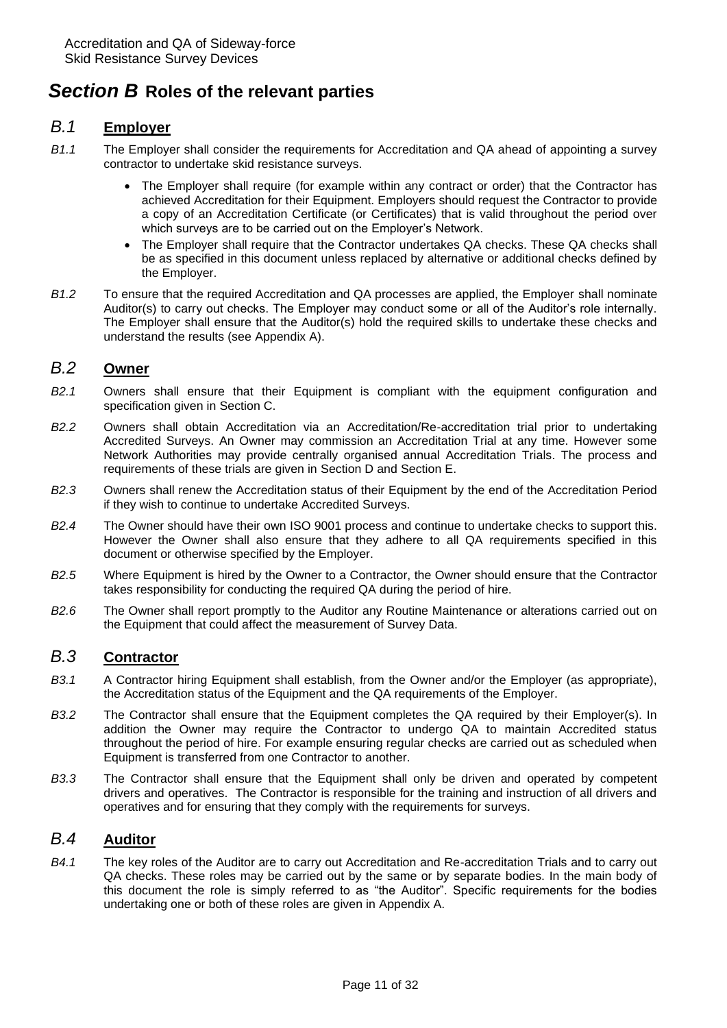# *Section B* Roles of the relevant parties

## *B.1* Employer

*B1.1* The Employer shall consider the requirements for Accreditation and QA ahead of appointing a survey contractor to undertake skid resistance surveys.

- The Employer shall require (for example within any contract or order) that the Contractor has achieved Accreditation for their Equipment. Employers should request the Contractor to provide a copy of an Accreditation Certificate (or Certificates) that is valid throughout the period over which surveys are to be carried out on the Employer's Network.
- The Employer shall require that the Contractor undertakes QA checks. These QA checks shall be as specified in this document unless replaced by alternative or additional checks defined by the Employer.

*B1.2* To ensure that the required Accreditation and QA processes are applied, the Employer shall nominate Auditor(s) to carry out checks. The Employer may conduct some or all of the Auditor's role internally. The Employer shall ensure that the Auditor(s) hold the required skills to undertake these checks and understand the results (see Appendix A).

## *B.2* Owner

*B2.1* Owners shall ensure that their Equipment is compliant with the equipment configuration and specification given in Section C.

*B2.2* Owners shall obtain Accreditation via an Accreditation/Re-accreditation trial prior to undertaking Accredited Surveys. An Owner may commission an Accreditation Trial at any time. However some Network Authorities may provide centrally organised annual Accreditation Trials. The process and requirements of these trials are given in Section D and Section E.

*B2.3* Owners shall renew the Accreditation status of their Equipment by the end of the Accreditation Period if they wish to continue to undertake Accredited Surveys.

*B2.4* The Owner should have their own ISO 9001 process and continue to undertake checks to support this. However the Owner shall also ensure that they adhere to all QA requirements specified in this document or otherwise specified by the Employer.

*B2.5* Where Equipment is hired by the Owner to a Contractor, the Owner should ensure that the Contractor takes responsibility for conducting the required QA during the period of hire.

*B2.6* The Owner shall report promptly to the Auditor any Routine Maintenance or alterations carried out on the Equipment that could affect the measurement of Survey Data.

## *B.3* Contractor

*B3.1* A Contractor hiring Equipment shall establish, from the Owner and/or the Employer (as appropriate), the Accreditation status of the Equipment and the QA requirements of the Employer.

*B3.2* The Contractor shall ensure that the Equipment completes the QA required by their Employer(s). In addition the Owner may require the Contractor to undergo QA to maintain Accredited status throughout the period of hire. For example ensuring regular checks are carried out as scheduled when Equipment is transferred from one Contractor to another.

*B3.3* The Contractor shall ensure that the Equipment shall only be driven and operated by competent drivers and operatives. The Contractor is responsible for the training and instruction of all drivers and operatives and for ensuring that they comply with the requirements for surveys.

## *B.4* Auditor

*B4.1* The key roles of the Auditor are to carry out Accreditation and Re-accreditation Trials and to carry out QA checks. These roles may be carried out by the same or by separate bodies. In the main body of this document the role is simply referred to as "the Auditor". Specific requirements for the bodies undertaking one or both of these roles are given in Appendix A.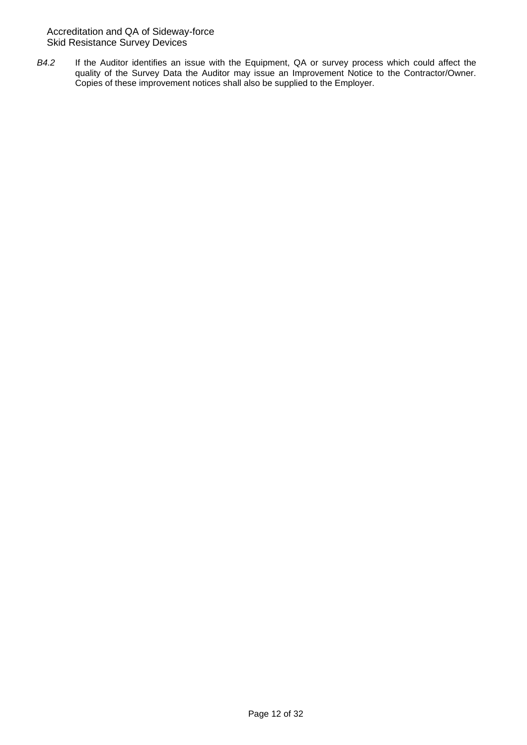*B4.2* If the Auditor identifies an issue with the Equipment, QA or survey process which could affect the quality of the Survey Data the Auditor may issue an Improvement Notice to the Contractor/Owner. Copies of these improvement notices shall also be supplied to the Employer.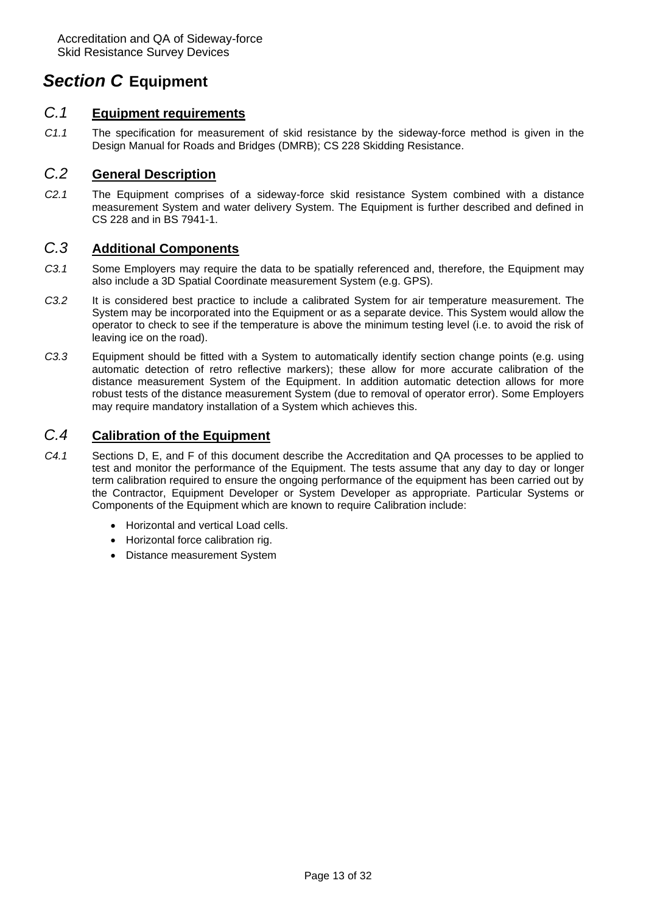# *Section C* Equipment

## *C.1* Equipment requirements

*C1.1* The specification for measurement of skid resistance by the sideway-force method is given in the Design Manual for Roads and Bridges (DMRB); CS 228 Skidding Resistance.

## *C.2* General Description

*C2.1* The Equipment comprises of a sideway-force skid resistance System combined with a distance measurement System and water delivery System. The Equipment is further described and defined in CS 228 and in BS 7941-1.

## *C.3* Additional Components

*C3.1* Some Employers may require the data to be spatially referenced and, therefore, the Equipment may also include a 3D Spatial Coordinate measurement System (e.g. GPS).

*C3.2* It is considered best practice to include a calibrated System for air temperature measurement. The System may be incorporated into the Equipment or as a separate device. This System would allow the operator to check to see if the temperature is above the minimum testing level (i.e. to avoid the risk of leaving ice on the road).

*C3.3* Equipment should be fitted with a System to automatically identify section change points (e.g. using automatic detection of retro reflective markers); these allow for more accurate calibration of the distance measurement System of the Equipment. In addition automatic detection allows for more robust tests of the distance measurement System (due to removal of operator error). Some Employers may require mandatory installation of a System which achieves this.

## *C.4* Calibration of the Equipment

*C4.1* Sections D, E, and F of this document describe the Accreditation and QA processes to be applied to test and monitor the performance of the Equipment. The tests assume that any day to day or longer term calibration required to ensure the ongoing performance of the equipment has been carried out by the Contractor, Equipment Developer or System Developer as appropriate. Particular Systems or Components of the Equipment which are known to require Calibration include:

- Horizontal and vertical Load cells.
- Horizontal force calibration rig.
- Distance measurement System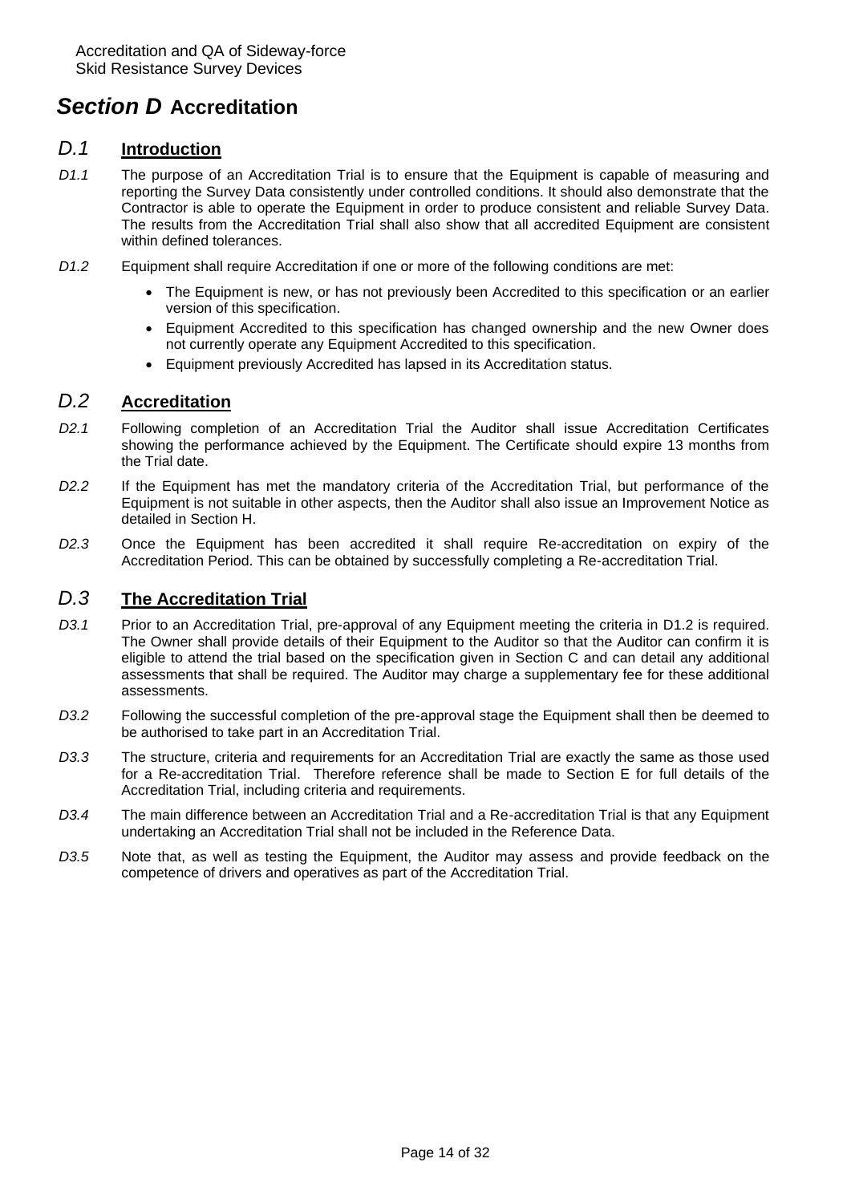# *Section D* Accreditation

## *D.1* Introduction

*D1.1* The purpose of an Accreditation Trial is to ensure that the Equipment is capable of measuring and reporting the Survey Data consistently under controlled conditions. It should also demonstrate that the Contractor is able to operate the Equipment in order to produce consistent and reliable Survey Data. The results from the Accreditation Trial shall also show that all accredited Equipment are consistent within defined tolerances.

*D1.2* Equipment shall require Accreditation if one or more of the following conditions are met:

- The Equipment is new, or has not previously been Accredited to this specification or an earlier version of this specification.
- Equipment Accredited to this specification has changed ownership and the new Owner does not currently operate any Equipment Accredited to this specification.
- Equipment previously Accredited has lapsed in its Accreditation status.

## *D.2* Accreditation

*D2.1* Following completion of an Accreditation Trial the Auditor shall issue Accreditation Certificates showing the performance achieved by the Equipment. The Certificate should expire 13 months from the Trial date.

*D2.2* If the Equipment has met the mandatory criteria of the Accreditation Trial, but performance of the Equipment is not suitable in other aspects, then the Auditor shall also issue an Improvement Notice as detailed in Section H.

*D2.3* Once the Equipment has been accredited it shall require Re-accreditation on expiry of the Accreditation Period. This can be obtained by successfully completing a Re-accreditation Trial.

## *D.3* The Accreditation Trial

*D3.1* Prior to an Accreditation Trial, pre-approval of any Equipment meeting the criteria in D1.2 is required. The Owner shall provide details of their Equipment to the Auditor so that the Auditor can confirm it is eligible to attend the trial based on the specification given in Section C and can detail any additional assessments that shall be required. The Auditor may charge a supplementary fee for these additional assessments.

*D3.2* Following the successful completion of the pre-approval stage the Equipment shall then be deemed to be authorised to take part in an Accreditation Trial.

*D3.3* The structure, criteria and requirements for an Accreditation Trial are exactly the same as those used for a Re-accreditation Trial. Therefore reference shall be made to Section E for full details of the Accreditation Trial, including criteria and requirements.

*D3.4* The main difference between an Accreditation Trial and a Re-accreditation Trial is that any Equipment undertaking an Accreditation Trial shall not be included in the Reference Data.

*D3.5* Note that, as well as testing the Equipment, the Auditor may assess and provide feedback on the competence of drivers and operatives as part of the Accreditation Trial.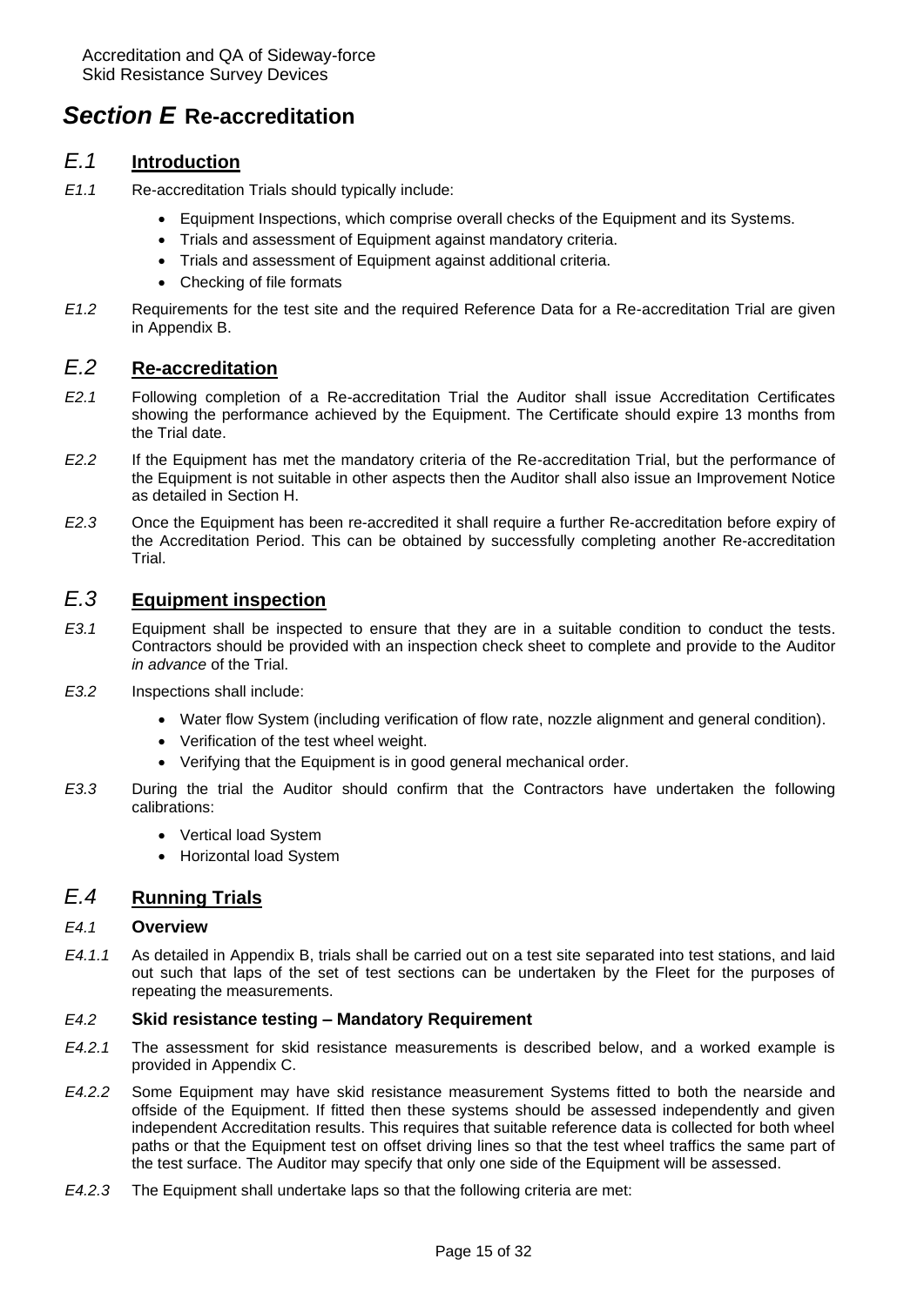# *Section E* Re-accreditation

## *E.1* Introduction

*E1.1* Re-accreditation Trials should typically include:

- Equipment Inspections, which comprise overall checks of the Equipment and its Systems.
- Trials and assessment of Equipment against mandatory criteria.
- Trials and assessment of Equipment against additional criteria.
- Checking of file formats

*E1.2* Requirements for the test site and the required Reference Data for a Re-accreditation Trial are given in Appendix B.

## *E.2* Re-accreditation

*E2.1* Following completion of a Re-accreditation Trial the Auditor shall issue Accreditation Certificates showing the performance achieved by the Equipment. The Certificate should expire 13 months from the Trial date.

*E2.2* If the Equipment has met the mandatory criteria of the Re-accreditation Trial, but the performance of the Equipment is not suitable in other aspects then the Auditor shall also issue an Improvement Notice as detailed in Section H.

*E2.3* Once the Equipment has been re-accredited it shall require a further Re-accreditation before expiry of the Accreditation Period. This can be obtained by successfully completing another Re-accreditation Trial.

## *E.3* Equipment inspection

*E3.1* Equipment shall be inspected to ensure that they are in a suitable condition to conduct the tests. Contractors should be provided with an inspection check sheet to complete and provide to the Auditor *in advance* of the Trial.

*E3.2* Inspections shall include:

- Water flow System (including verification of flow rate, nozzle alignment and general condition).
- Verification of the test wheel weight.
- Verifying that the Equipment is in good general mechanical order.

*E3.3* During the trial the Auditor should confirm that the Contractors have undertaken the following calibrations:

- Vertical load System
- Horizontal load System

## *E.4* Running Trials

### *E4.1* Overview

*E4.1.1* As detailed in Appendix B, trials shall be carried out on a test site separated into test stations, and laid out such that laps of the set of test sections can be undertaken by the Fleet for the purposes of repeating the measurements.

### *E4.2* Skid resistance testing – Mandatory Requirement

*E4.2.1* The assessment for skid resistance measurements is described below, and a worked example is provided in Appendix C.

*E4.2.2* Some Equipment may have skid resistance measurement Systems fitted to both the nearside and offside of the Equipment. If fitted then these systems should be assessed independently and given independent Accreditation results. This requires that suitable reference data is collected for both wheel paths or that the Equipment test on offset driving lines so that the test wheel traffics the same part of the test surface. The Auditor may specify that only one side of the Equipment will be assessed.

*E4.2.3* The Equipment shall undertake laps so that the following criteria are met: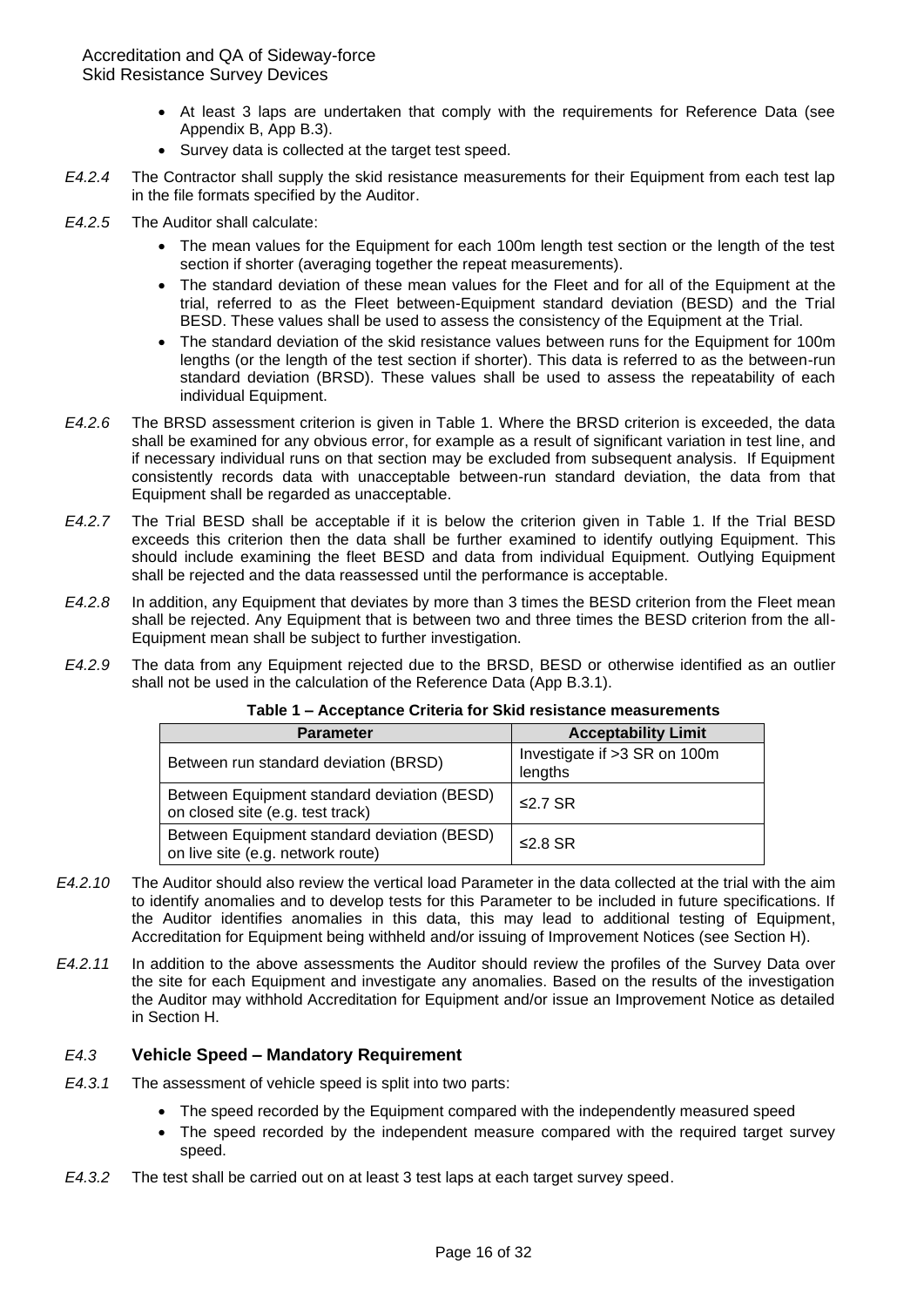- At least 3 laps are undertaken that comply with the requirements for Reference Data (see Appendix B, App B.3).
- Survey data is collected at the target test speed.

*E4.2.4* The Contractor shall supply the skid resistance measurements for their Equipment from each test lap in the file formats specified by the Auditor.

*E4.2.5* The Auditor shall calculate:

- The mean values for the Equipment for each 100m length test section or the length of the test section if shorter (averaging together the repeat measurements).
- The standard deviation of these mean values for the Fleet and for all of the Equipment at the trial, referred to as the Fleet between-Equipment standard deviation (BESD) and the Trial BESD. These values shall be used to assess the consistency of the Equipment at the Trial.
- The standard deviation of the skid resistance values between runs for the Equipment for 100m lengths (or the length of the test section if shorter). This data is referred to as the between-run standard deviation (BRSD). These values shall be used to assess the repeatability of each individual Equipment.

*E4.2.6* The BRSD assessment criterion is given in Table 1. Where the BRSD criterion is exceeded, the data shall be examined for any obvious error, for example as a result of significant variation in test line, and if necessary individual runs on that section may be excluded from subsequent analysis. If Equipment consistently records data with unacceptable between-run standard deviation, the data from that Equipment shall be regarded as unacceptable.

*E4.2.7* The Trial BESD shall be acceptable if it is below the criterion given in Table 1. If the Trial BESD exceeds this criterion then the data shall be further examined to identify outlying Equipment. This should include examining the fleet BESD and data from individual Equipment. Outlying Equipment shall be rejected and the data reassessed until the performance is acceptable.

*E4.2.8* In addition, any Equipment that deviates by more than 3 times the BESD criterion from the Fleet mean shall be rejected. Any Equipment that is between two and three times the BESD criterion from the all-Equipment mean shall be subject to further investigation.

*E4.2.9* The data from any Equipment rejected due to the BRSD, BESD or otherwise identified as an outlier shall not be used in the calculation of the Reference Data (App B.3.1).

**Table 1 – Acceptance Criteria for Skid resistance measurements**

| Parameter | Acceptability Limit |
|---|---|
| Between run standard deviation (BRSD) | Investigate if >3 SR on 100m lengths |
| Between Equipment standard deviation (BESD) on closed site (e.g. test track) | ≤2.7 SR |
| Between Equipment standard deviation (BESD) on live site (e.g. network route) | ≤2.8 SR |

*E4.2.10* The Auditor should also review the vertical load Parameter in the data collected at the trial with the aim to identify anomalies and to develop tests for this Parameter to be included in future specifications. If the Auditor identifies anomalies in this data, this may lead to additional testing of Equipment, Accreditation for Equipment being withheld and/or issuing of Improvement Notices (see Section H).

*E4.2.11* In addition to the above assessments the Auditor should review the profiles of the Survey Data over the site for each Equipment and investigate any anomalies. Based on the results of the investigation the Auditor may withhold Accreditation for Equipment and/or issue an Improvement Notice as detailed in Section H.

### *E4.3* Vehicle Speed – Mandatory Requirement

*E4.3.1* The assessment of vehicle speed is split into two parts:

- The speed recorded by the Equipment compared with the independently measured speed
- The speed recorded by the independent measure compared with the required target survey speed.

*E4.3.2* The test shall be carried out on at least 3 test laps at each target survey speed.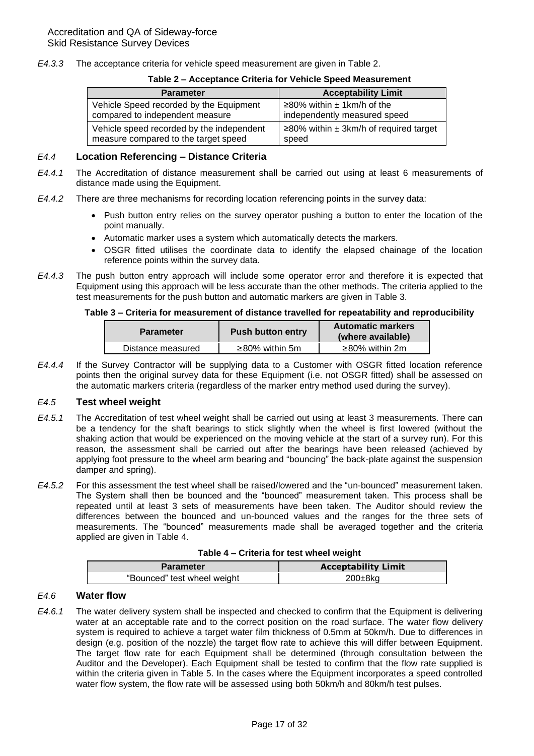*E4.3.3* The acceptance criteria for vehicle speed measurement are given in Table 2.

**Table 2 – Acceptance Criteria for Vehicle Speed Measurement**

| Parameter | Acceptability Limit |
|---|---|
| Vehicle Speed recorded by the Equipment compared to independent measure | ≥80% within ± 1km/h of the independently measured speed |
| Vehicle speed recorded by the independent measure compared to the target speed | ≥80% within ± 3km/h of required target speed |

## *E4.4* Location Referencing – Distance Criteria

*E4.4.1* The Accreditation of distance measurement shall be carried out using at least 6 measurements of distance made using the Equipment.

*E4.4.2* There are three mechanisms for recording location referencing points in the survey data:

- Push button entry relies on the survey operator pushing a button to enter the location of the point manually.
- Automatic marker uses a system which automatically detects the markers.
- OSGR fitted utilises the coordinate data to identify the elapsed chainage of the location reference points within the survey data.

*E4.4.3* The push button entry approach will include some operator error and therefore it is expected that Equipment using this approach will be less accurate than the other methods. The criteria applied to the test measurements for the push button and automatic markers are given in Table 3.

**Table 3 – Criteria for measurement of distance travelled for repeatability and reproducibility**

| Parameter | Push button entry | Automatic markers (where available) |
|---|---|---|
| Distance measured | ≥80% within 5m | ≥80% within 2m |

*E4.4.4* If the Survey Contractor will be supplying data to a Customer with OSGR fitted location reference points then the original survey data for these Equipment (i.e. not OSGR fitted) shall be assessed on the automatic markers criteria (regardless of the marker entry method used during the survey).

## *E4.5* Test wheel weight

*E4.5.1* The Accreditation of test wheel weight shall be carried out using at least 3 measurements. There can be a tendency for the shaft bearings to stick slightly when the wheel is first lowered (without the shaking action that would be experienced on the moving vehicle at the start of a survey run). For this reason, the assessment shall be carried out after the bearings have been released (achieved by applying foot pressure to the wheel arm bearing and "bouncing" the back-plate against the suspension damper and spring).

*E4.5.2* For this assessment the test wheel shall be raised/lowered and the "un-bounced" measurement taken. The System shall then be bounced and the "bounced" measurement taken. This process shall be repeated until at least 3 sets of measurements have been taken. The Auditor should review the differences between the bounced and un-bounced values and the ranges for the three sets of measurements. The "bounced" measurements made shall be averaged together and the criteria applied are given in Table 4.

**Table 4 – Criteria for test wheel weight**

| Parameter | Acceptability Limit |
|---|---|
| "Bounced" test wheel weight | 200±8kg |

## *E4.6* Water flow

*E4.6.1* The water delivery system shall be inspected and checked to confirm that the Equipment is delivering water at an acceptable rate and to the correct position on the road surface. The water flow delivery system is required to achieve a target water film thickness of 0.5mm at 50km/h. Due to differences in design (e.g. position of the nozzle) the target flow rate to achieve this will differ between Equipment. The target flow rate for each Equipment shall be determined (through consultation between the Auditor and the Developer). Each Equipment shall be tested to confirm that the flow rate supplied is within the criteria given in Table 5. In the cases where the Equipment incorporates a speed controlled water flow system, the flow rate will be assessed using both 50km/h and 80km/h test pulses.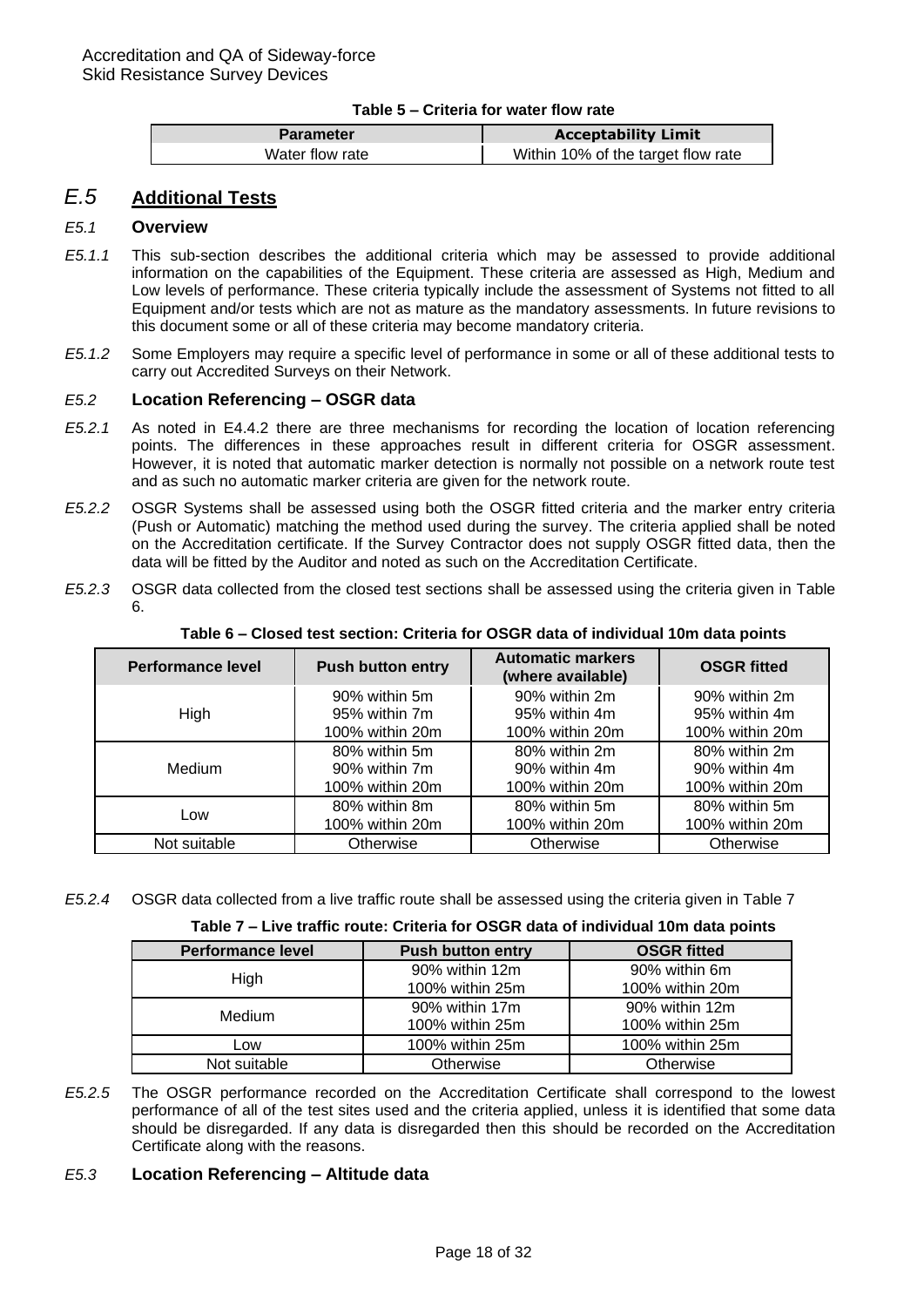**Table 5 – Criteria for water flow rate**

| Parameter | Acceptability Limit |
|---|---|
| Water flow rate | Within 10% of the target flow rate |

## *E.5* Additional Tests

### *E5.1* Overview

*E5.1.1* This sub-section describes the additional criteria which may be assessed to provide additional information on the capabilities of the Equipment. These criteria are assessed as High, Medium and Low levels of performance. These criteria typically include the assessment of Systems not fitted to all Equipment and/or tests which are not as mature as the mandatory assessments. In future revisions to this document some or all of these criteria may become mandatory criteria.

*E5.1.2* Some Employers may require a specific level of performance in some or all of these additional tests to carry out Accredited Surveys on their Network.

### *E5.2* Location Referencing – OSGR data

*E5.2.1* As noted in E4.4.2 there are three mechanisms for recording the location of location referencing points. The differences in these approaches result in different criteria for OSGR assessment. However, it is noted that automatic marker detection is normally not possible on a network route test and as such no automatic marker criteria are given for the network route.

*E5.2.2* OSGR Systems shall be assessed using both the OSGR fitted criteria and the marker entry criteria (Push or Automatic) matching the method used during the survey. The criteria applied shall be noted on the Accreditation certificate. If the Survey Contractor does not supply OSGR fitted data, then the data will be fitted by the Auditor and noted as such on the Accreditation Certificate.

*E5.2.3* OSGR data collected from the closed test sections shall be assessed using the criteria given in Table 6.

**Table 6 – Closed test section: Criteria for OSGR data of individual 10m data points**

| Performance level | Push button entry | Automatic markers (where available) | OSGR fitted |
|---|---|---|---|
| High | 90% within 5m<br>95% within 7m<br>100% within 20m | 90% within 2m<br>95% within 4m<br>100% within 20m | 90% within 2m<br>95% within 4m<br>100% within 20m |
| Medium | 80% within 5m<br>90% within 7m<br>100% within 20m | 80% within 2m<br>90% within 4m<br>100% within 20m | 80% within 2m<br>90% within 4m<br>100% within 20m |
| Low | 80% within 8m<br>100% within 20m | 80% within 5m<br>100% within 20m | 80% within 5m<br>100% within 20m |
| Not suitable | Otherwise | Otherwise | Otherwise |

*E5.2.4* OSGR data collected from a live traffic route shall be assessed using the criteria given in Table 7

**Table 7 – Live traffic route: Criteria for OSGR data of individual 10m data points**

| Performance level | Push button entry | OSGR fitted |
|---|---|---|
| High | 90% within 12m<br>100% within 25m | 90% within 6m<br>100% within 20m |
| Medium | 90% within 17m<br>100% within 25m | 90% within 12m<br>100% within 25m |
| Low | 100% within 25m | 100% within 25m |
| Not suitable | Otherwise | Otherwise |

*E5.2.5* The OSGR performance recorded on the Accreditation Certificate shall correspond to the lowest performance of all of the test sites used and the criteria applied, unless it is identified that some data should be disregarded. If any data is disregarded then this should be recorded on the Accreditation Certificate along with the reasons.

### *E5.3* Location Referencing – Altitude data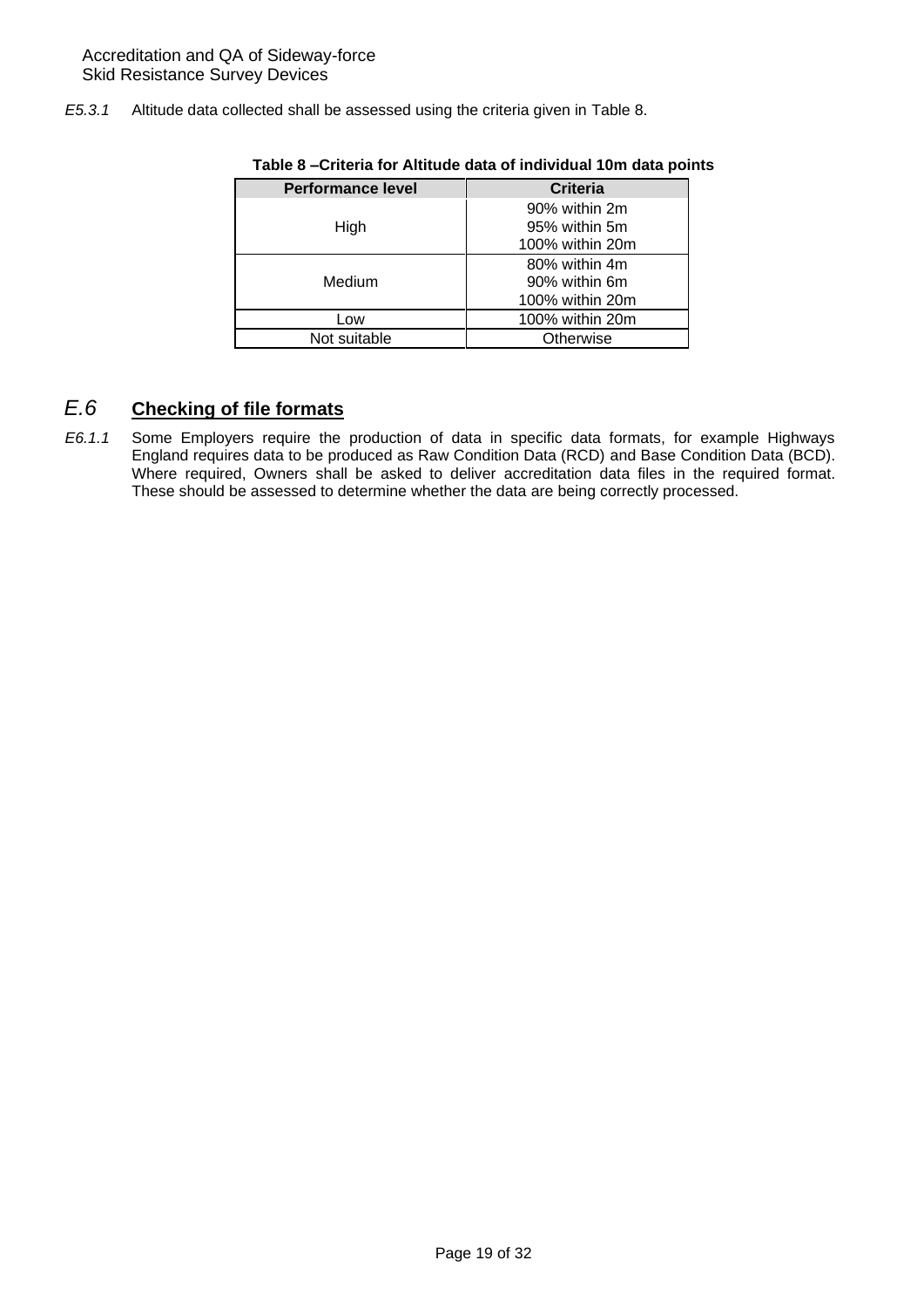*E5.3.1* Altitude data collected shall be assessed using the criteria given in Table 8.

**Table 8 –Criteria for Altitude data of individual 10m data points**

| Performance level | Criteria |
|---|---|
| High | 90% within 2m<br>95% within 5m<br>100% within 20m |
| Medium | 80% within 4m<br>90% within 6m<br>100% within 20m |
| Low | 100% within 20m |
| Not suitable | Otherwise |

## *E.6* Checking of file formats

*E6.1.1* Some Employers require the production of data in specific data formats, for example Highways England requires data to be produced as Raw Condition Data (RCD) and Base Condition Data (BCD). Where required, Owners shall be asked to deliver accreditation data files in the required format. These should be assessed to determine whether the data are being correctly processed.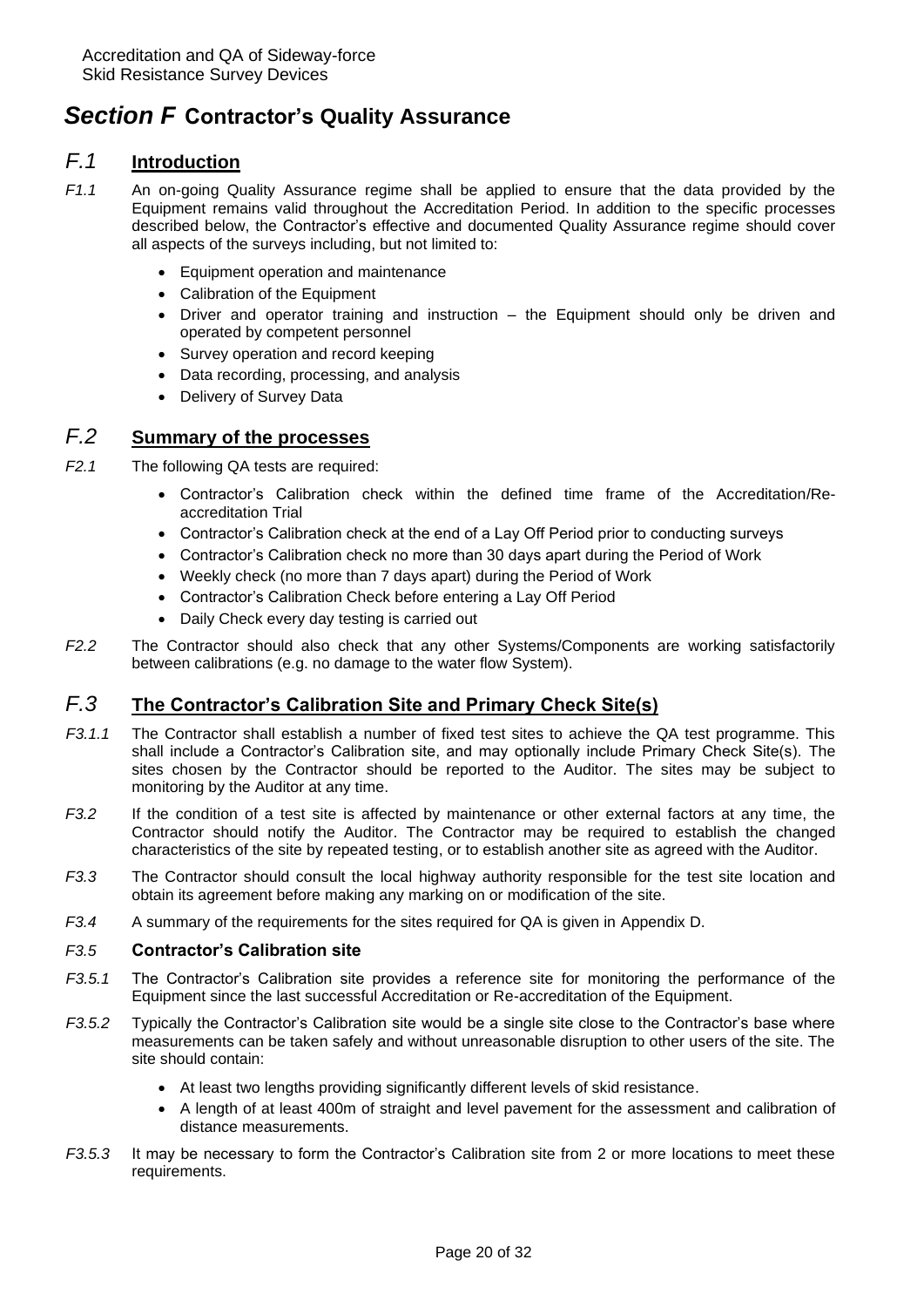# *Section F* Contractor's Quality Assurance

## *F.1* Introduction

*F1.1* An on-going Quality Assurance regime shall be applied to ensure that the data provided by the Equipment remains valid throughout the Accreditation Period. In addition to the specific processes described below, the Contractor's effective and documented Quality Assurance regime should cover all aspects of the surveys including, but not limited to:

- Equipment operation and maintenance
- Calibration of the Equipment
- Driver and operator training and instruction – the Equipment should only be driven and operated by competent personnel
- Survey operation and record keeping
- Data recording, processing, and analysis
- Delivery of Survey Data

## *F.2* Summary of the processes

*F2.1* The following QA tests are required:

- Contractor's Calibration check within the defined time frame of the Accreditation/Re-accreditation Trial
- Contractor's Calibration check at the end of a Lay Off Period prior to conducting surveys
- Contractor's Calibration check no more than 30 days apart during the Period of Work
- Weekly check (no more than 7 days apart) during the Period of Work
- Contractor's Calibration Check before entering a Lay Off Period
- Daily Check every day testing is carried out

*F2.2* The Contractor should also check that any other Systems/Components are working satisfactorily between calibrations (e.g. no damage to the water flow System).

## *F.3* The Contractor's Calibration Site and Primary Check Site(s)

*F3.1.1* The Contractor shall establish a number of fixed test sites to achieve the QA test programme. This shall include a Contractor's Calibration site, and may optionally include Primary Check Site(s). The sites chosen by the Contractor should be reported to the Auditor. The sites may be subject to monitoring by the Auditor at any time.

*F3.2* If the condition of a test site is affected by maintenance or other external factors at any time, the Contractor should notify the Auditor. The Contractor may be required to establish the changed characteristics of the site by repeated testing, or to establish another site as agreed with the Auditor.

*F3.3* The Contractor should consult the local highway authority responsible for the test site location and obtain its agreement before making any marking on or modification of the site.

*F3.4* A summary of the requirements for the sites required for QA is given in Appendix D.

### *F3.5* Contractor's Calibration site

*F3.5.1* The Contractor's Calibration site provides a reference site for monitoring the performance of the Equipment since the last successful Accreditation or Re-accreditation of the Equipment.

*F3.5.2* Typically the Contractor's Calibration site would be a single site close to the Contractor's base where measurements can be taken safely and without unreasonable disruption to other users of the site. The site should contain:

- At least two lengths providing significantly different levels of skid resistance.
- A length of at least 400m of straight and level pavement for the assessment and calibration of distance measurements.

*F3.5.3* It may be necessary to form the Contractor's Calibration site from 2 or more locations to meet these requirements.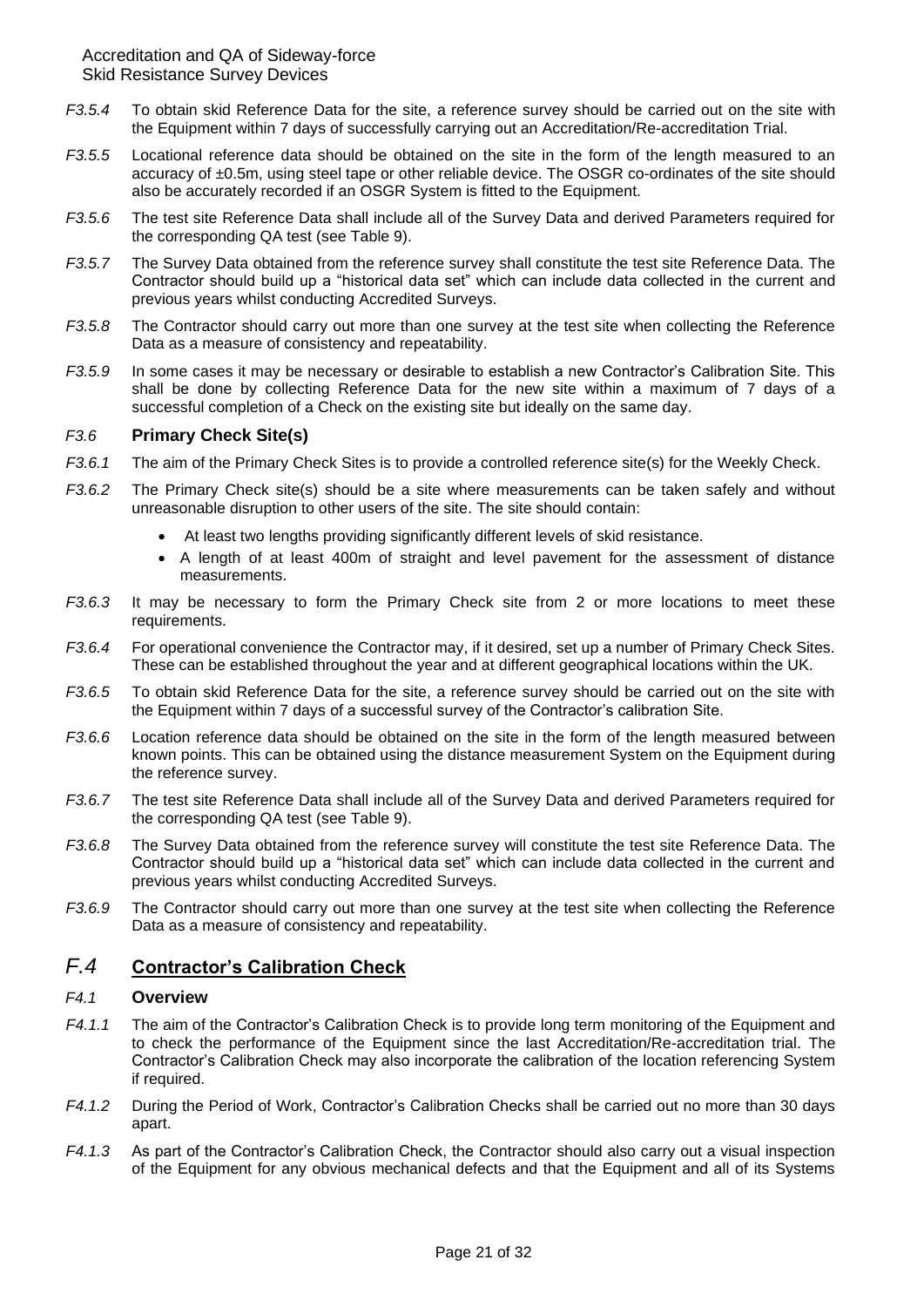*F3.5.4* To obtain skid Reference Data for the site, a reference survey should be carried out on the site with the Equipment within 7 days of successfully carrying out an Accreditation/Re-accreditation Trial.

*F3.5.5* Locational reference data should be obtained on the site in the form of the length measured to an accuracy of ±0.5m, using steel tape or other reliable device. The OSGR co-ordinates of the site should also be accurately recorded if an OSGR System is fitted to the Equipment.

*F3.5.6* The test site Reference Data shall include all of the Survey Data and derived Parameters required for the corresponding QA test (see Table 9).

*F3.5.7* The Survey Data obtained from the reference survey shall constitute the test site Reference Data. The Contractor should build up a "historical data set" which can include data collected in the current and previous years whilst conducting Accredited Surveys.

*F3.5.8* The Contractor should carry out more than one survey at the test site when collecting the Reference Data as a measure of consistency and repeatability.

*F3.5.9* In some cases it may be necessary or desirable to establish a new Contractor's Calibration Site. This shall be done by collecting Reference Data for the new site within a maximum of 7 days of a successful completion of a Check on the existing site but ideally on the same day.

### *F3.6* Primary Check Site(s)

*F3.6.1* The aim of the Primary Check Sites is to provide a controlled reference site(s) for the Weekly Check.

*F3.6.2* The Primary Check site(s) should be a site where measurements can be taken safely and without unreasonable disruption to other users of the site. The site should contain:

- At least two lengths providing significantly different levels of skid resistance.
- A length of at least 400m of straight and level pavement for the assessment of distance measurements.

*F3.6.3* It may be necessary to form the Primary Check site from 2 or more locations to meet these requirements.

*F3.6.4* For operational convenience the Contractor may, if it desired, set up a number of Primary Check Sites. These can be established throughout the year and at different geographical locations within the UK.

*F3.6.5* To obtain skid Reference Data for the site, a reference survey should be carried out on the site with the Equipment within 7 days of a successful survey of the Contractor's calibration Site.

*F3.6.6* Location reference data should be obtained on the site in the form of the length measured between known points. This can be obtained using the distance measurement System on the Equipment during the reference survey.

*F3.6.7* The test site Reference Data shall include all of the Survey Data and derived Parameters required for the corresponding QA test (see Table 9).

*F3.6.8* The Survey Data obtained from the reference survey will constitute the test site Reference Data. The Contractor should build up a "historical data set" which can include data collected in the current and previous years whilst conducting Accredited Surveys.

*F3.6.9* The Contractor should carry out more than one survey at the test site when collecting the Reference Data as a measure of consistency and repeatability.

## *F.4* Contractor's Calibration Check

### *F4.1* Overview

*F4.1.1* The aim of the Contractor's Calibration Check is to provide long term monitoring of the Equipment and to check the performance of the Equipment since the last Accreditation/Re-accreditation trial. The Contractor's Calibration Check may also incorporate the calibration of the location referencing System if required.

*F4.1.2* During the Period of Work, Contractor's Calibration Checks shall be carried out no more than 30 days apart.

*F4.1.3* As part of the Contractor's Calibration Check, the Contractor should also carry out a visual inspection of the Equipment for any obvious mechanical defects and that the Equipment and all of its Systems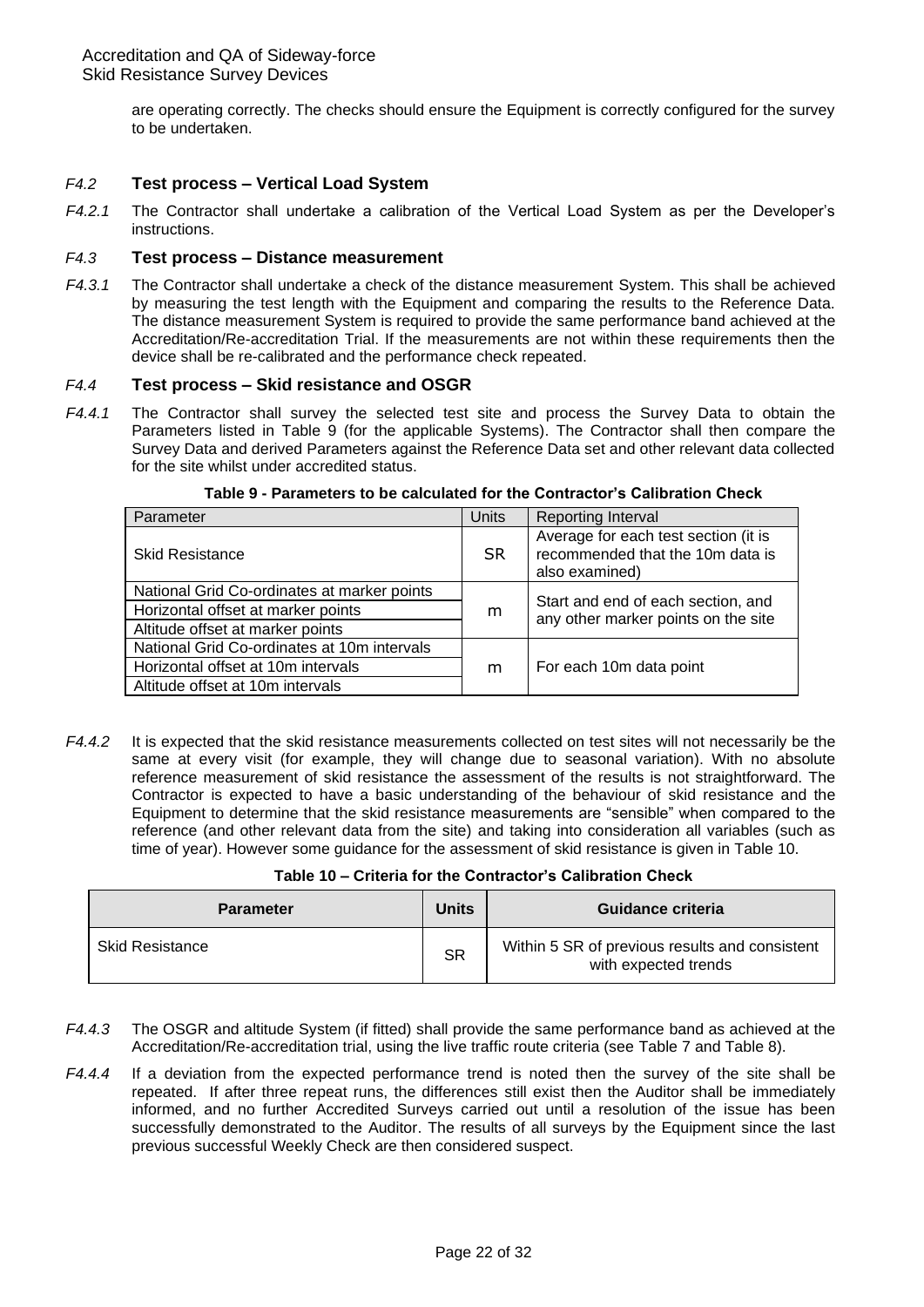are operating correctly. The checks should ensure the Equipment is correctly configured for the survey to be undertaken.

### *F4.2* Test process – Vertical Load System

*F4.2.1* The Contractor shall undertake a calibration of the Vertical Load System as per the Developer's instructions.

### *F4.3* Test process – Distance measurement

*F4.3.1* The Contractor shall undertake a check of the distance measurement System. This shall be achieved by measuring the test length with the Equipment and comparing the results to the Reference Data. The distance measurement System is required to provide the same performance band achieved at the Accreditation/Re-accreditation Trial. If the measurements are not within these requirements then the device shall be re-calibrated and the performance check repeated.

### *F4.4* Test process – Skid resistance and OSGR

*F4.4.1* The Contractor shall survey the selected test site and process the Survey Data to obtain the Parameters listed in Table 9 (for the applicable Systems). The Contractor shall then compare the Survey Data and derived Parameters against the Reference Data set and other relevant data collected for the site whilst under accredited status.

**Table 9 - Parameters to be calculated for the Contractor's Calibration Check**

| Parameter | Units | Reporting Interval |
|---|---|---|
| Skid Resistance | SR | Average for each test section (it is recommended that the 10m data is also examined) |
| National Grid Co-ordinates at marker points | m | Start and end of each section, and any other marker points on the site |
| Horizontal offset at marker points | | |
| Altitude offset at marker points | | |
| National Grid Co-ordinates at 10m intervals | m | For each 10m data point |
| Horizontal offset at 10m intervals | | |
| Altitude offset at 10m intervals | | |

*F4.4.2* It is expected that the skid resistance measurements collected on test sites will not necessarily be the same at every visit (for example, they will change due to seasonal variation). With no absolute reference measurement of skid resistance the assessment of the results is not straightforward. The Contractor is expected to have a basic understanding of the behaviour of skid resistance and the Equipment to determine that the skid resistance measurements are "sensible" when compared to the reference (and other relevant data from the site) and taking into consideration all variables (such as time of year). However some guidance for the assessment of skid resistance is given in Table 10.

**Table 10 – Criteria for the Contractor's Calibration Check**

| Parameter | Units | Guidance criteria |
|---|---|---|
| Skid Resistance | SR | Within 5 SR of previous results and consistent with expected trends |

*F4.4.3* The OSGR and altitude System (if fitted) shall provide the same performance band as achieved at the Accreditation/Re-accreditation trial, using the live traffic route criteria (see Table 7 and Table 8).

*F4.4.4* If a deviation from the expected performance trend is noted then the survey of the site shall be repeated. If after three repeat runs, the differences still exist then the Auditor shall be immediately informed, and no further Accredited Surveys carried out until a resolution of the issue has been successfully demonstrated to the Auditor. The results of all surveys by the Equipment since the last previous successful Weekly Check are then considered suspect.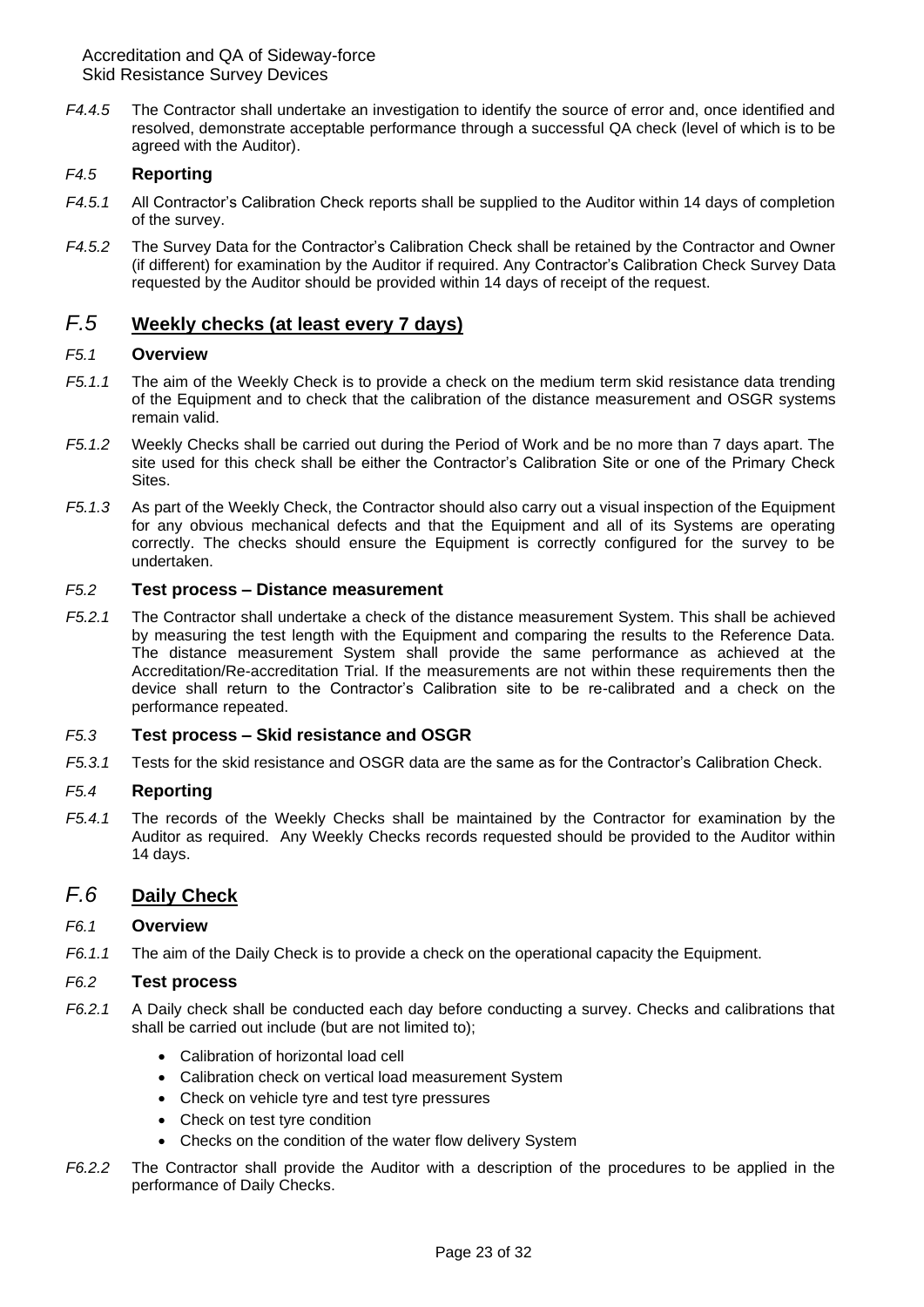*F4.4.5* The Contractor shall undertake an investigation to identify the source of error and, once identified and resolved, demonstrate acceptable performance through a successful QA check (level of which is to be agreed with the Auditor).

### *F4.5* Reporting

*F4.5.1* All Contractor's Calibration Check reports shall be supplied to the Auditor within 14 days of completion of the survey.

*F4.5.2* The Survey Data for the Contractor's Calibration Check shall be retained by the Contractor and Owner (if different) for examination by the Auditor if required. Any Contractor's Calibration Check Survey Data requested by the Auditor should be provided within 14 days of receipt of the request.

## *F.5* Weekly checks (at least every 7 days)

### *F5.1* Overview

*F5.1.1* The aim of the Weekly Check is to provide a check on the medium term skid resistance data trending of the Equipment and to check that the calibration of the distance measurement and OSGR systems remain valid.

*F5.1.2* Weekly Checks shall be carried out during the Period of Work and be no more than 7 days apart. The site used for this check shall be either the Contractor's Calibration Site or one of the Primary Check Sites.

*F5.1.3* As part of the Weekly Check, the Contractor should also carry out a visual inspection of the Equipment for any obvious mechanical defects and that the Equipment and all of its Systems are operating correctly. The checks should ensure the Equipment is correctly configured for the survey to be undertaken.

### *F5.2* Test process – Distance measurement

*F5.2.1* The Contractor shall undertake a check of the distance measurement System. This shall be achieved by measuring the test length with the Equipment and comparing the results to the Reference Data. The distance measurement System shall provide the same performance as achieved at the Accreditation/Re-accreditation Trial. If the measurements are not within these requirements then the device shall return to the Contractor's Calibration site to be re-calibrated and a check on the performance repeated.

### *F5.3* Test process – Skid resistance and OSGR

*F5.3.1* Tests for the skid resistance and OSGR data are the same as for the Contractor's Calibration Check.

### *F5.4* Reporting

*F5.4.1* The records of the Weekly Checks shall be maintained by the Contractor for examination by the Auditor as required. Any Weekly Checks records requested should be provided to the Auditor within 14 days.

## *F.6* Daily Check

### *F6.1* Overview

*F6.1.1* The aim of the Daily Check is to provide a check on the operational capacity the Equipment.

### *F6.2* Test process

*F6.2.1* A Daily check shall be conducted each day before conducting a survey. Checks and calibrations that shall be carried out include (but are not limited to);

- Calibration of horizontal load cell
- Calibration check on vertical load measurement System
- Check on vehicle tyre and test tyre pressures
- Check on test tyre condition
- Checks on the condition of the water flow delivery System

*F6.2.2* The Contractor shall provide the Auditor with a description of the procedures to be applied in the performance of Daily Checks.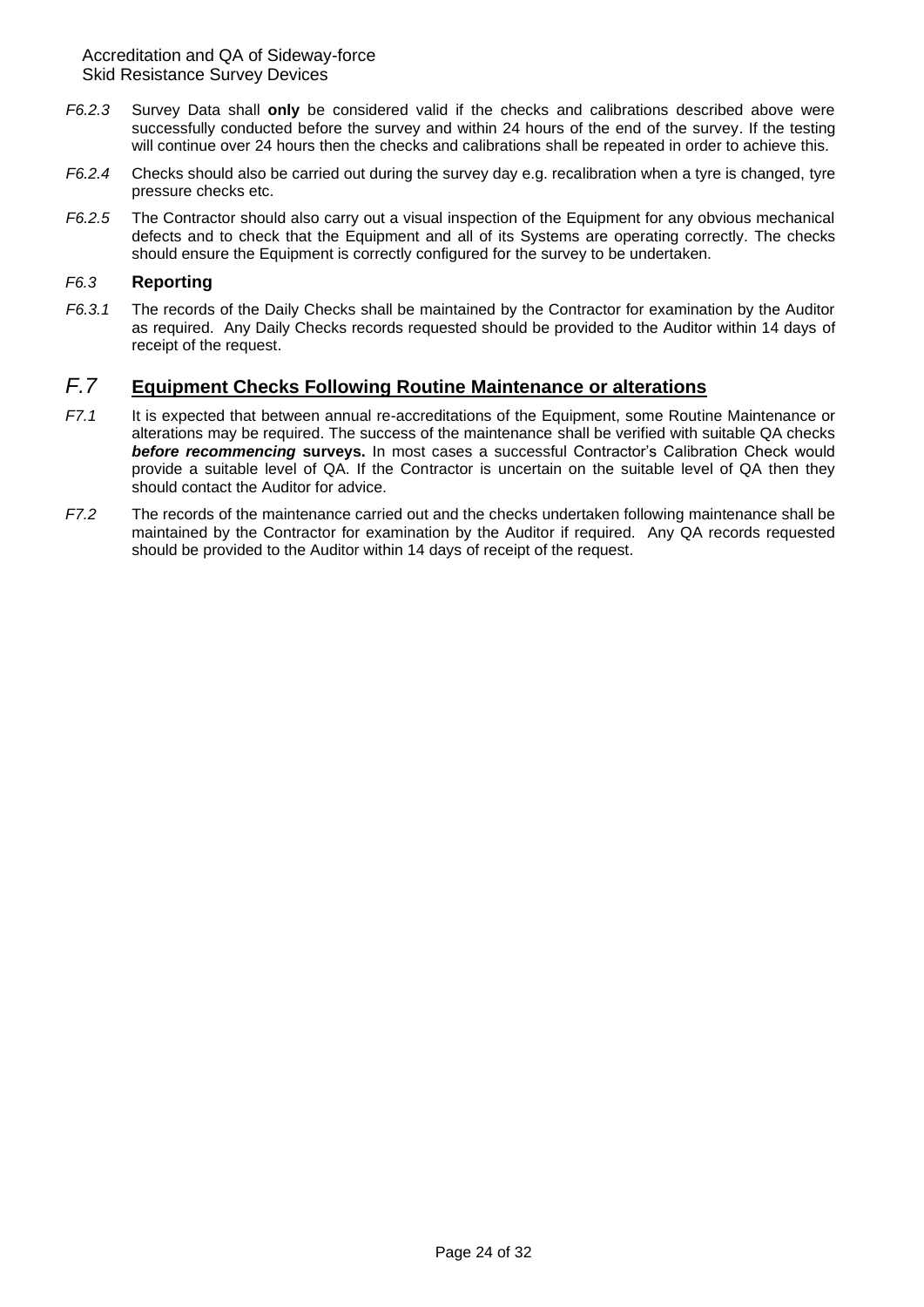*F6.2.3* Survey Data shall **only** be considered valid if the checks and calibrations described above were successfully conducted before the survey and within 24 hours of the end of the survey. If the testing will continue over 24 hours then the checks and calibrations shall be repeated in order to achieve this.

*F6.2.4* Checks should also be carried out during the survey day e.g. recalibration when a tyre is changed, tyre pressure checks etc.

*F6.2.5* The Contractor should also carry out a visual inspection of the Equipment for any obvious mechanical defects and to check that the Equipment and all of its Systems are operating correctly. The checks should ensure the Equipment is correctly configured for the survey to be undertaken.

### *F6.3* Reporting

*F6.3.1* The records of the Daily Checks shall be maintained by the Contractor for examination by the Auditor as required. Any Daily Checks records requested should be provided to the Auditor within 14 days of receipt of the request.

## *F.7* Equipment Checks Following Routine Maintenance or alterations

*F7.1* It is expected that between annual re-accreditations of the Equipment, some Routine Maintenance or alterations may be required. The success of the maintenance shall be verified with suitable QA checks ***before recommencing*** **surveys.** In most cases a successful Contractor's Calibration Check would provide a suitable level of QA. If the Contractor is uncertain on the suitable level of QA then they should contact the Auditor for advice.

*F7.2* The records of the maintenance carried out and the checks undertaken following maintenance shall be maintained by the Contractor for examination by the Auditor if required. Any QA records requested should be provided to the Auditor within 14 days of receipt of the request.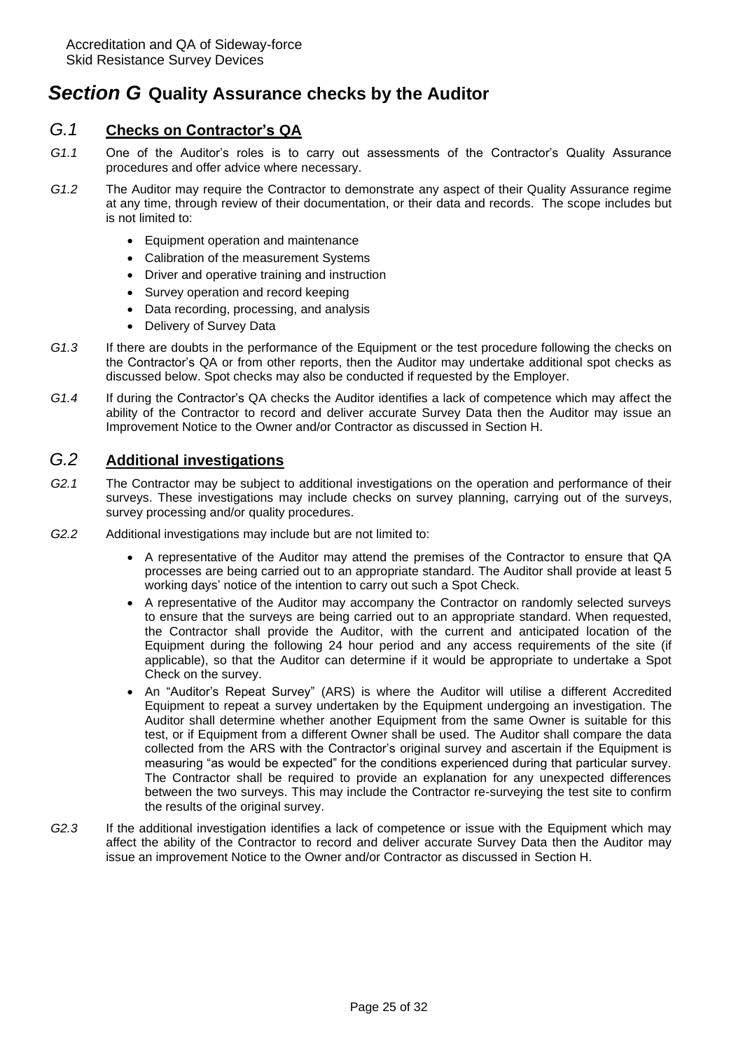# *Section G* Quality Assurance checks by the Auditor

## *G.1* Checks on Contractor's QA

*G1.1* One of the Auditor's roles is to carry out assessments of the Contractor's Quality Assurance procedures and offer advice where necessary.

*G1.2* The Auditor may require the Contractor to demonstrate any aspect of their Quality Assurance regime at any time, through review of their documentation, or their data and records. The scope includes but is not limited to:

- Equipment operation and maintenance
- Calibration of the measurement Systems
- Driver and operative training and instruction
- Survey operation and record keeping
- Data recording, processing, and analysis
- Delivery of Survey Data

*G1.3* If there are doubts in the performance of the Equipment or the test procedure following the checks on the Contractor's QA or from other reports, then the Auditor may undertake additional spot checks as discussed below. Spot checks may also be conducted if requested by the Employer.

*G1.4* If during the Contractor's QA checks the Auditor identifies a lack of competence which may affect the ability of the Contractor to record and deliver accurate Survey Data then the Auditor may issue an Improvement Notice to the Owner and/or Contractor as discussed in Section H.

## *G.2* Additional investigations

*G2.1* The Contractor may be subject to additional investigations on the operation and performance of their surveys. These investigations may include checks on survey planning, carrying out of the surveys, survey processing and/or quality procedures.

*G2.2* Additional investigations may include but are not limited to:

- A representative of the Auditor may attend the premises of the Contractor to ensure that QA processes are being carried out to an appropriate standard. The Auditor shall provide at least 5 working days' notice of the intention to carry out such a Spot Check.
- A representative of the Auditor may accompany the Contractor on randomly selected surveys to ensure that the surveys are being carried out to an appropriate standard. When requested, the Contractor shall provide the Auditor, with the current and anticipated location of the Equipment during the following 24 hour period and any access requirements of the site (if applicable), so that the Auditor can determine if it would be appropriate to undertake a Spot Check on the survey.
- An "Auditor's Repeat Survey" (ARS) is where the Auditor will utilise a different Accredited Equipment to repeat a survey undertaken by the Equipment undergoing an investigation. The Auditor shall determine whether another Equipment from the same Owner is suitable for this test, or if Equipment from a different Owner shall be used. The Auditor shall compare the data collected from the ARS with the Contractor's original survey and ascertain if the Equipment is measuring "as would be expected" for the conditions experienced during that particular survey. The Contractor shall be required to provide an explanation for any unexpected differences between the two surveys. This may include the Contractor re-surveying the test site to confirm the results of the original survey.

*G2.3* If the additional investigation identifies a lack of competence or issue with the Equipment which may affect the ability of the Contractor to record and deliver accurate Survey Data then the Auditor may issue an improvement Notice to the Owner and/or Contractor as discussed in Section H.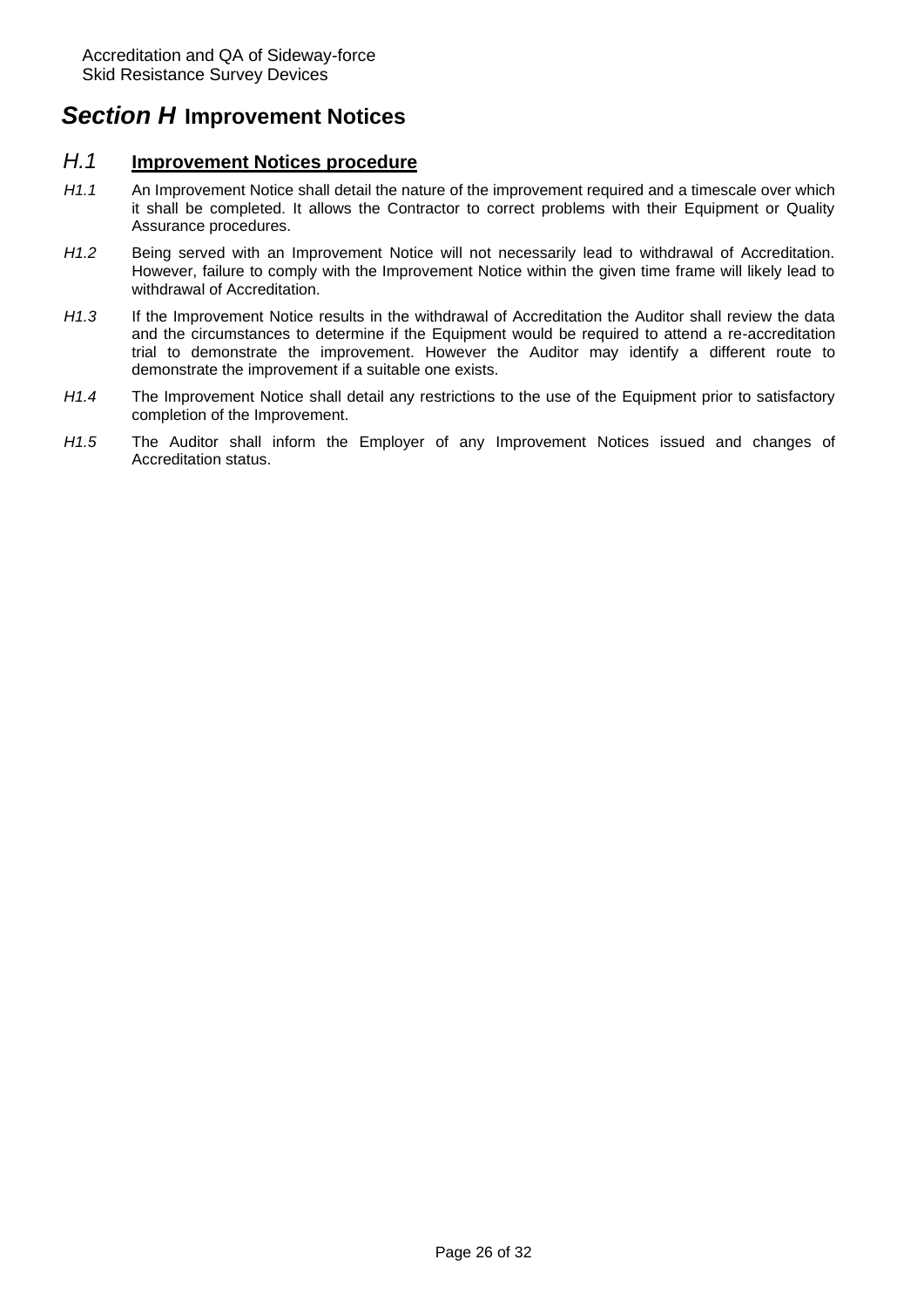# *Section H* Improvement Notices

## *H.1* Improvement Notices procedure

*H1.1* An Improvement Notice shall detail the nature of the improvement required and a timescale over which it shall be completed. It allows the Contractor to correct problems with their Equipment or Quality Assurance procedures.

*H1.2* Being served with an Improvement Notice will not necessarily lead to withdrawal of Accreditation. However, failure to comply with the Improvement Notice within the given time frame will likely lead to withdrawal of Accreditation.

*H1.3* If the Improvement Notice results in the withdrawal of Accreditation the Auditor shall review the data and the circumstances to determine if the Equipment would be required to attend a re-accreditation trial to demonstrate the improvement. However the Auditor may identify a different route to demonstrate the improvement if a suitable one exists.

*H1.4* The Improvement Notice shall detail any restrictions to the use of the Equipment prior to satisfactory completion of the Improvement.

*H1.5* The Auditor shall inform the Employer of any Improvement Notices issued and changes of Accreditation status.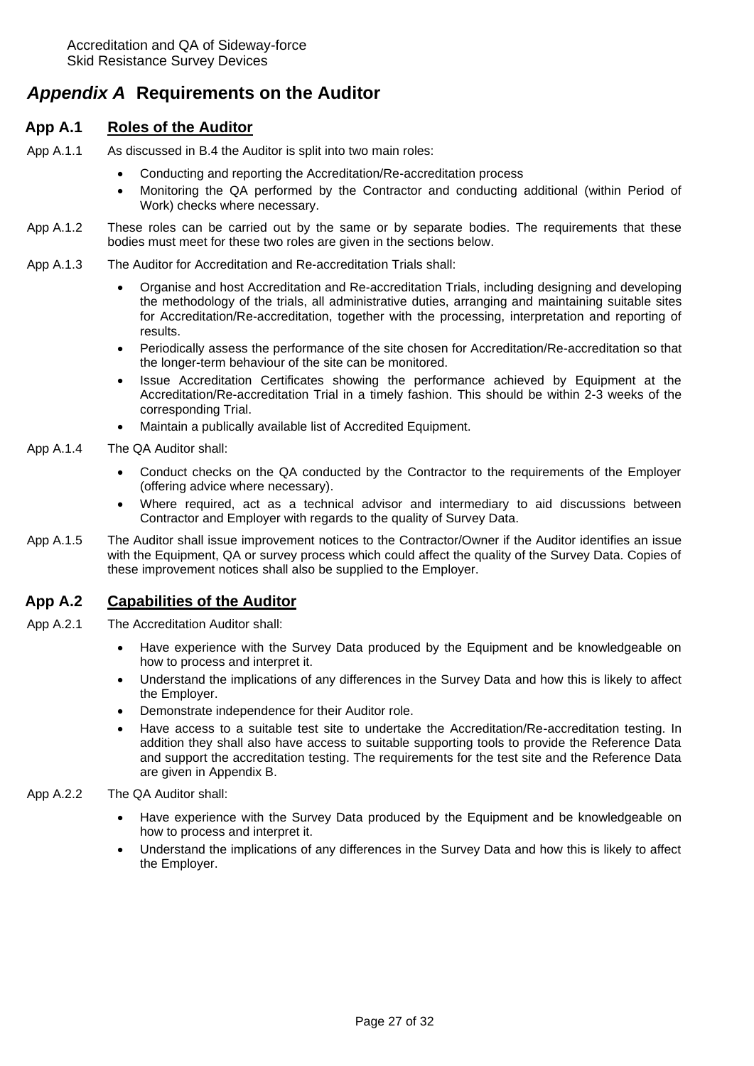# *Appendix A* Requirements on the Auditor

## App A.1 Roles of the Auditor

App A.1.1 As discussed in B.4 the Auditor is split into two main roles:

- Conducting and reporting the Accreditation/Re-accreditation process
- Monitoring the QA performed by the Contractor and conducting additional (within Period of Work) checks where necessary.

App A.1.2 These roles can be carried out by the same or by separate bodies. The requirements that these bodies must meet for these two roles are given in the sections below.

App A.1.3 The Auditor for Accreditation and Re-accreditation Trials shall:

- Organise and host Accreditation and Re-accreditation Trials, including designing and developing the methodology of the trials, all administrative duties, arranging and maintaining suitable sites for Accreditation/Re-accreditation, together with the processing, interpretation and reporting of results.
- Periodically assess the performance of the site chosen for Accreditation/Re-accreditation so that the longer-term behaviour of the site can be monitored.
- Issue Accreditation Certificates showing the performance achieved by Equipment at the Accreditation/Re-accreditation Trial in a timely fashion. This should be within 2-3 weeks of the corresponding Trial.
- Maintain a publically available list of Accredited Equipment.

App A.1.4 The QA Auditor shall:

- Conduct checks on the QA conducted by the Contractor to the requirements of the Employer (offering advice where necessary).
- Where required, act as a technical advisor and intermediary to aid discussions between Contractor and Employer with regards to the quality of Survey Data.

App A.1.5 The Auditor shall issue improvement notices to the Contractor/Owner if the Auditor identifies an issue with the Equipment, QA or survey process which could affect the quality of the Survey Data. Copies of these improvement notices shall also be supplied to the Employer.

## App A.2 Capabilities of the Auditor

App A.2.1 The Accreditation Auditor shall:

- Have experience with the Survey Data produced by the Equipment and be knowledgeable on how to process and interpret it.
- Understand the implications of any differences in the Survey Data and how this is likely to affect the Employer.
- Demonstrate independence for their Auditor role.
- Have access to a suitable test site to undertake the Accreditation/Re-accreditation testing. In addition they shall also have access to suitable supporting tools to provide the Reference Data and support the accreditation testing. The requirements for the test site and the Reference Data are given in Appendix B.

App A.2.2 The QA Auditor shall:

- Have experience with the Survey Data produced by the Equipment and be knowledgeable on how to process and interpret it.
- Understand the implications of any differences in the Survey Data and how this is likely to affect the Employer.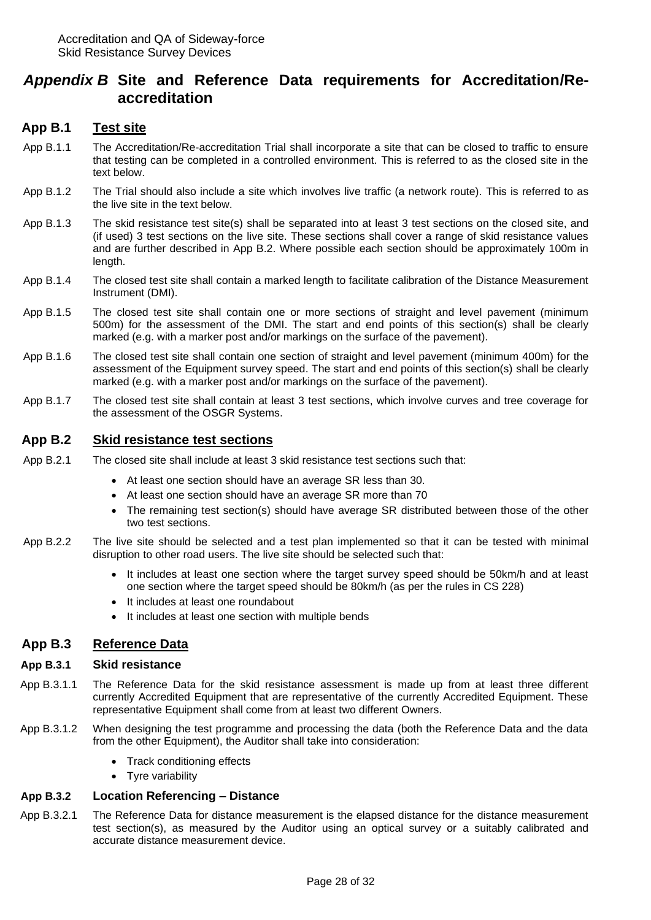# *Appendix B* Site and Reference Data requirements for Accreditation/Re-accreditation

## App B.1 Test site

App B.1.1 The Accreditation/Re-accreditation Trial shall incorporate a site that can be closed to traffic to ensure that testing can be completed in a controlled environment. This is referred to as the closed site in the text below.

App B.1.2 The Trial should also include a site which involves live traffic (a network route). This is referred to as the live site in the text below.

App B.1.3 The skid resistance test site(s) shall be separated into at least 3 test sections on the closed site, and (if used) 3 test sections on the live site. These sections shall cover a range of skid resistance values and are further described in App B.2. Where possible each section should be approximately 100m in length.

App B.1.4 The closed test site shall contain a marked length to facilitate calibration of the Distance Measurement Instrument (DMI).

App B.1.5 The closed test site shall contain one or more sections of straight and level pavement (minimum 500m) for the assessment of the DMI. The start and end points of this section(s) shall be clearly marked (e.g. with a marker post and/or markings on the surface of the pavement).

App B.1.6 The closed test site shall contain one section of straight and level pavement (minimum 400m) for the assessment of the Equipment survey speed. The start and end points of this section(s) shall be clearly marked (e.g. with a marker post and/or markings on the surface of the pavement).

App B.1.7 The closed test site shall contain at least 3 test sections, which involve curves and tree coverage for the assessment of the OSGR Systems.

## App B.2 Skid resistance test sections

App B.2.1 The closed site shall include at least 3 skid resistance test sections such that:

- At least one section should have an average SR less than 30.
- At least one section should have an average SR more than 70
- The remaining test section(s) should have average SR distributed between those of the other two test sections.

App B.2.2 The live site should be selected and a test plan implemented so that it can be tested with minimal disruption to other road users. The live site should be selected such that:

- It includes at least one section where the target survey speed should be 50km/h and at least one section where the target speed should be 80km/h (as per the rules in CS 228)
- It includes at least one roundabout
- It includes at least one section with multiple bends

## App B.3 Reference Data

### App B.3.1 Skid resistance

App B.3.1.1 The Reference Data for the skid resistance assessment is made up from at least three different currently Accredited Equipment that are representative of the currently Accredited Equipment. These representative Equipment shall come from at least two different Owners.

App B.3.1.2 When designing the test programme and processing the data (both the Reference Data and the data from the other Equipment), the Auditor shall take into consideration:

- Track conditioning effects
- Tyre variability

### App B.3.2 Location Referencing – Distance

App B.3.2.1 The Reference Data for distance measurement is the elapsed distance for the distance measurement test section(s), as measured by the Auditor using an optical survey or a suitably calibrated and accurate distance measurement device.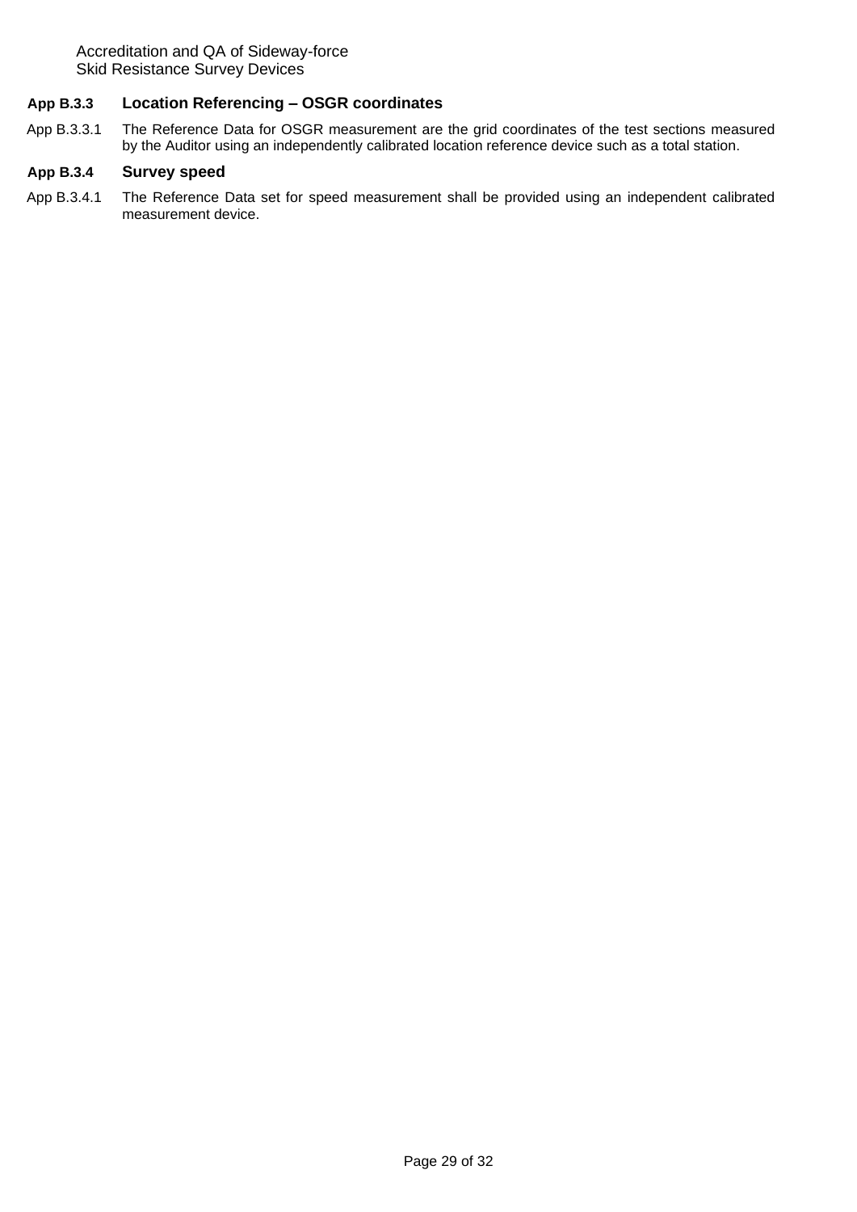### App B.3.3 Location Referencing – OSGR coordinates

App B.3.3.1 The Reference Data for OSGR measurement are the grid coordinates of the test sections measured by the Auditor using an independently calibrated location reference device such as a total station.

### App B.3.4 Survey speed

App B.3.4.1 The Reference Data set for speed measurement shall be provided using an independent calibrated measurement device.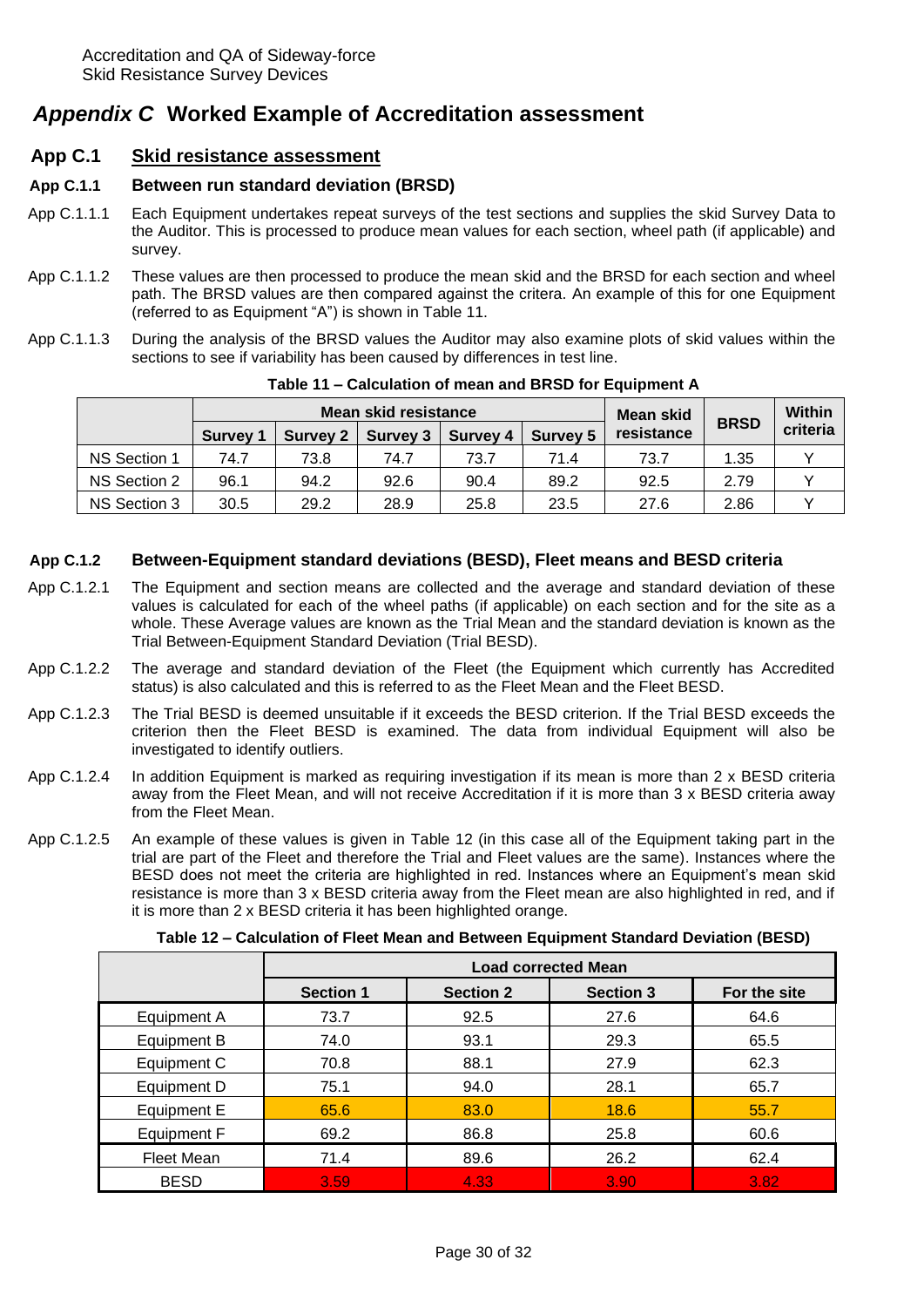## Appendix C Worked Example of Accreditation assessment

### App C.1 Skid resistance assessment

#### App C.1.1 Between run standard deviation (BRSD)

App C.1.1.1 Each Equipment undertakes repeat surveys of the test sections and supplies the skid Survey Data to the Auditor. This is processed to produce mean values for each section, wheel path (if applicable) and survey.

App C.1.1.2 These values are then processed to produce the mean skid and the BRSD for each section and wheel path. The BRSD values are then compared against the critera. An example of this for one Equipment (referred to as Equipment "A") is shown in Table 11.

App C.1.1.3 During the analysis of the BRSD values the Auditor may also examine plots of skid values within the sections to see if variability has been caused by differences in test line.

**Table 11 – Calculation of mean and BRSD for Equipment A**

| | Mean skid resistance | | | | | Mean skid resistance | BRSD | Within criteria |
|---|---|---|---|---|---|---|---|---|
| | Survey 1 | Survey 2 | Survey 3 | Survey 4 | Survey 5 | | | |
| NS Section 1 | 74.7 | 73.8 | 74.7 | 73.7 | 71.4 | 73.7 | 1.35 | Y |
| NS Section 2 | 96.1 | 94.2 | 92.6 | 90.4 | 89.2 | 92.5 | 2.79 | Y |
| NS Section 3 | 30.5 | 29.2 | 28.9 | 25.8 | 23.5 | 27.6 | 2.86 | Y |

#### App C.1.2 Between-Equipment standard deviations (BESD), Fleet means and BESD criteria

App C.1.2.1 The Equipment and section means are collected and the average and standard deviation of these values is calculated for each of the wheel paths (if applicable) on each section and for the site as a whole. These Average values are known as the Trial Mean and the standard deviation is known as the Trial Between-Equipment Standard Deviation (Trial BESD).

App C.1.2.2 The average and standard deviation of the Fleet (the Equipment which currently has Accredited status) is also calculated and this is referred to as the Fleet Mean and the Fleet BESD.

App C.1.2.3 The Trial BESD is deemed unsuitable if it exceeds the BESD criterion. If the Trial BESD exceeds the criterion then the Fleet BESD is examined. The data from individual Equipment will also be investigated to identify outliers.

App C.1.2.4 In addition Equipment is marked as requiring investigation if its mean is more than 2 x BESD criteria away from the Fleet Mean, and will not receive Accreditation if it is more than 3 x BESD criteria away from the Fleet Mean.

App C.1.2.5 An example of these values is given in Table 12 (in this case all of the Equipment taking part in the trial are part of the Fleet and therefore the Trial and Fleet values are the same). Instances where the BESD does not meet the criteria are highlighted in red. Instances where an Equipment's mean skid resistance is more than 3 x BESD criteria away from the Fleet mean are also highlighted in red, and if it is more than 2 x BESD criteria it has been highlighted orange.

**Table 12 – Calculation of Fleet Mean and Between Equipment Standard Deviation (BESD)**

| | Load corrected Mean | | | |
|---|---|---|---|---|
| | Section 1 | Section 2 | Section 3 | For the site |
| Equipment A | 73.7 | 92.5 | 27.6 | 64.6 |
| Equipment B | 74.0 | 93.1 | 29.3 | 65.5 |
| Equipment C | 70.8 | 88.1 | 27.9 | 62.3 |
| Equipment D | 75.1 | 94.0 | 28.1 | 65.7 |
| Equipment E | 65.6 | 83.0 | 18.6 | 55.7 |
| Equipment F | 69.2 | 86.8 | 25.8 | 60.6 |
| Fleet Mean | 71.4 | 89.6 | 26.2 | 62.4 |
| BESD | 3.59 | 4.33 | 3.90 | 3.82 |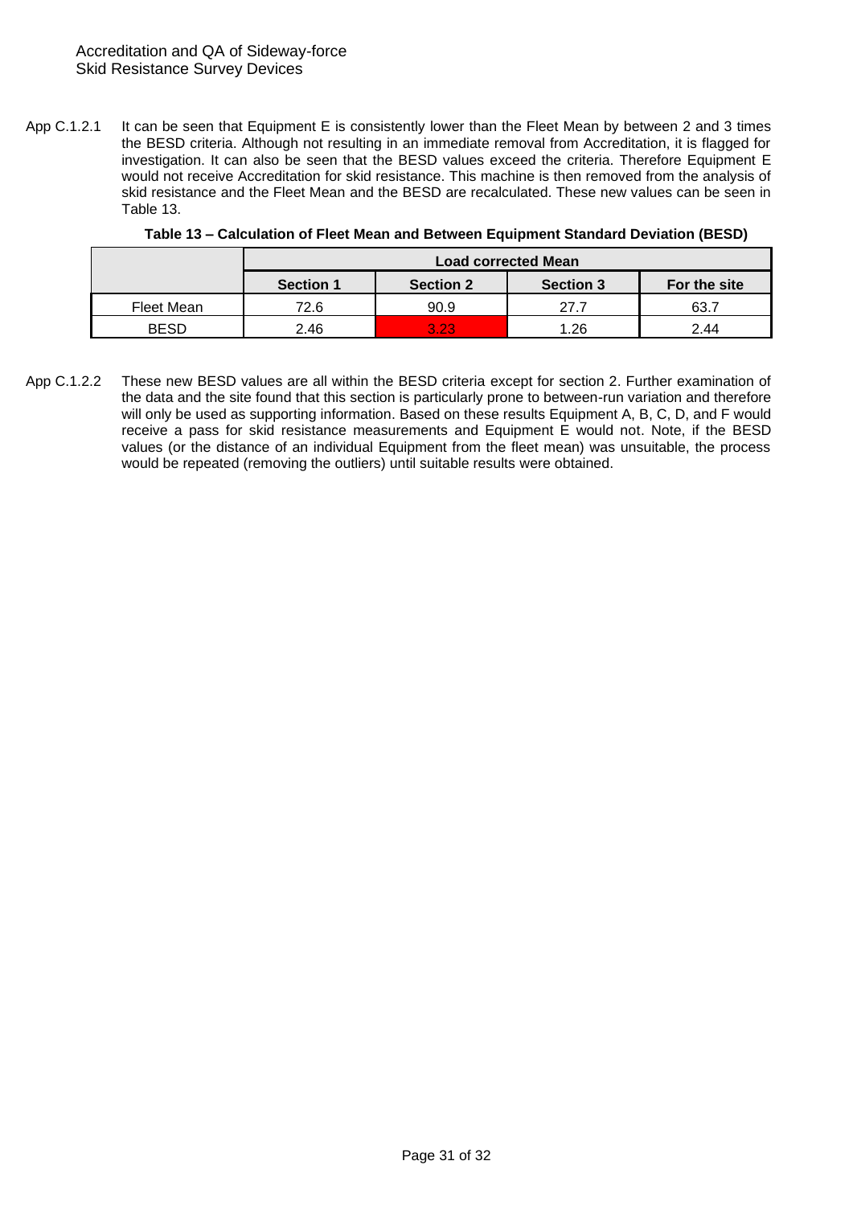App C.1.2.1 It can be seen that Equipment E is consistently lower than the Fleet Mean by between 2 and 3 times the BESD criteria. Although not resulting in an immediate removal from Accreditation, it is flagged for investigation. It can also be seen that the BESD values exceed the criteria. Therefore Equipment E would not receive Accreditation for skid resistance. This machine is then removed from the analysis of skid resistance and the Fleet Mean and the BESD are recalculated. These new values can be seen in Table 13.

**Table 13 – Calculation of Fleet Mean and Between Equipment Standard Deviation (BESD)**

| | Load corrected Mean | | | |
|---|---|---|---|---|
| | **Section 1** | **Section 2** | **Section 3** | **For the site** |
| Fleet Mean | 72.6 | 90.9 | 27.7 | 63.7 |
| BESD | 2.46 | 3.23 | 1.26 | 2.44 |

App C.1.2.2 These new BESD values are all within the BESD criteria except for section 2. Further examination of the data and the site found that this section is particularly prone to between-run variation and therefore will only be used as supporting information. Based on these results Equipment A, B, C, D, and F would receive a pass for skid resistance measurements and Equipment E would not. Note, if the BESD values (or the distance of an individual Equipment from the fleet mean) was unsuitable, the process would be repeated (removing the outliers) until suitable results were obtained.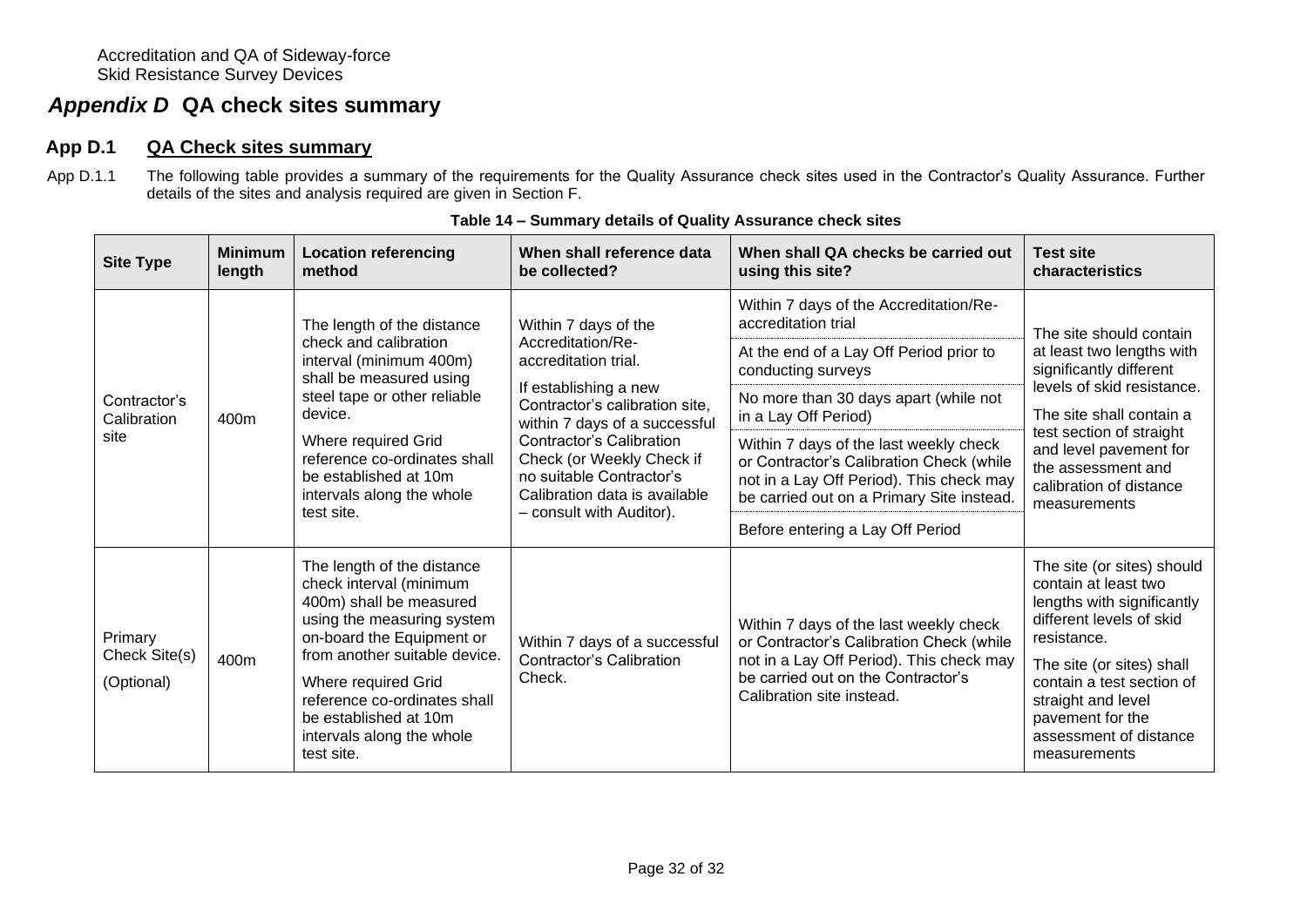## *Appendix D* QA check sites summary

### App D.1 QA Check sites summary

App D.1.1 The following table provides a summary of the requirements for the Quality Assurance check sites used in the Contractor's Quality Assurance. Further details of the sites and analysis required are given in Section F.

**Table 14 – Summary details of Quality Assurance check sites**

| Site Type | Minimum length | Location referencing method | When shall reference data be collected? | When shall QA checks be carried out using this site? | Test site characteristics |
|---|---|---|---|---|---|
| Contractor's Calibration site | 400m | The length of the distance check and calibration interval (minimum 400m) shall be measured using steel tape or other reliable device.<br><br>Where required Grid reference co-ordinates shall be established at 10m intervals along the whole test site. | Within 7 days of the Accreditation/Re-accreditation trial.<br><br>If establishing a new Contractor's calibration site, within 7 days of a successful Contractor's Calibration Check (or Weekly Check if no suitable Contractor's Calibration data is available – consult with Auditor). | Within 7 days of the Accreditation/Re-accreditation trial<br><br>At the end of a Lay Off Period prior to conducting surveys<br><br>No more than 30 days apart (while not in a Lay Off Period)<br><br>Within 7 days of the last weekly check or Contractor's Calibration Check (while not in a Lay Off Period). This check may be carried out on a Primary Site instead.<br><br>Before entering a Lay Off Period | The site should contain at least two lengths with significantly different levels of skid resistance.<br><br>The site shall contain a test section of straight and level pavement for the assessment and calibration of distance measurements |
| Primary Check Site(s)<br><br>(Optional) | 400m | The length of the distance check interval (minimum 400m) shall be measured using the measuring system on-board the Equipment or from another suitable device.<br><br>Where required Grid reference co-ordinates shall be established at 10m intervals along the whole test site. | Within 7 days of a successful Contractor's Calibration Check. | Within 7 days of the last weekly check or Contractor's Calibration Check (while not in a Lay Off Period). This check may be carried out on the Contractor's Calibration site instead. | The site (or sites) should contain at least two lengths with significantly different levels of skid resistance.<br><br>The site (or sites) shall contain a test section of straight and level pavement for the assessment of distance measurements |